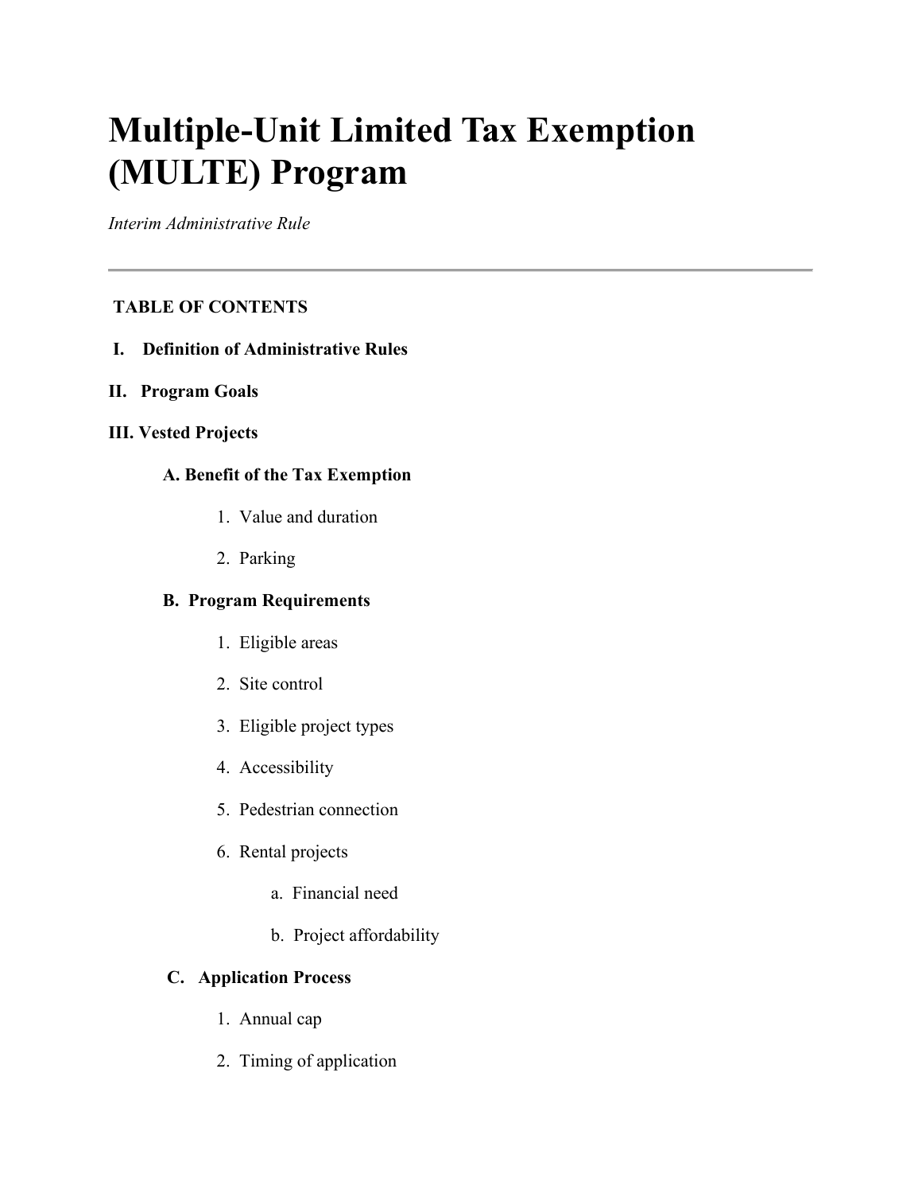# Multiple-Unit Limited Tax Exemption (MULTE) Program

*Interim Administrative Rule*

---

**TABLE OF CONTENTS**

**I. Definition of Administrative Rules**

**II. Program Goals**

**III. Vested Projects**

- **A. Benefit of the Tax Exemption**
  1. Value and duration
  2. Parking
- **B. Program Requirements**
  1. Eligible areas
  2. Site control
  3. Eligible project types
  4. Accessibility
  5. Pedestrian connection
  6. Rental projects
     - a. Financial need
     - b. Project affordability
- **C. Application Process**
  1. Annual cap
  2. Timing of application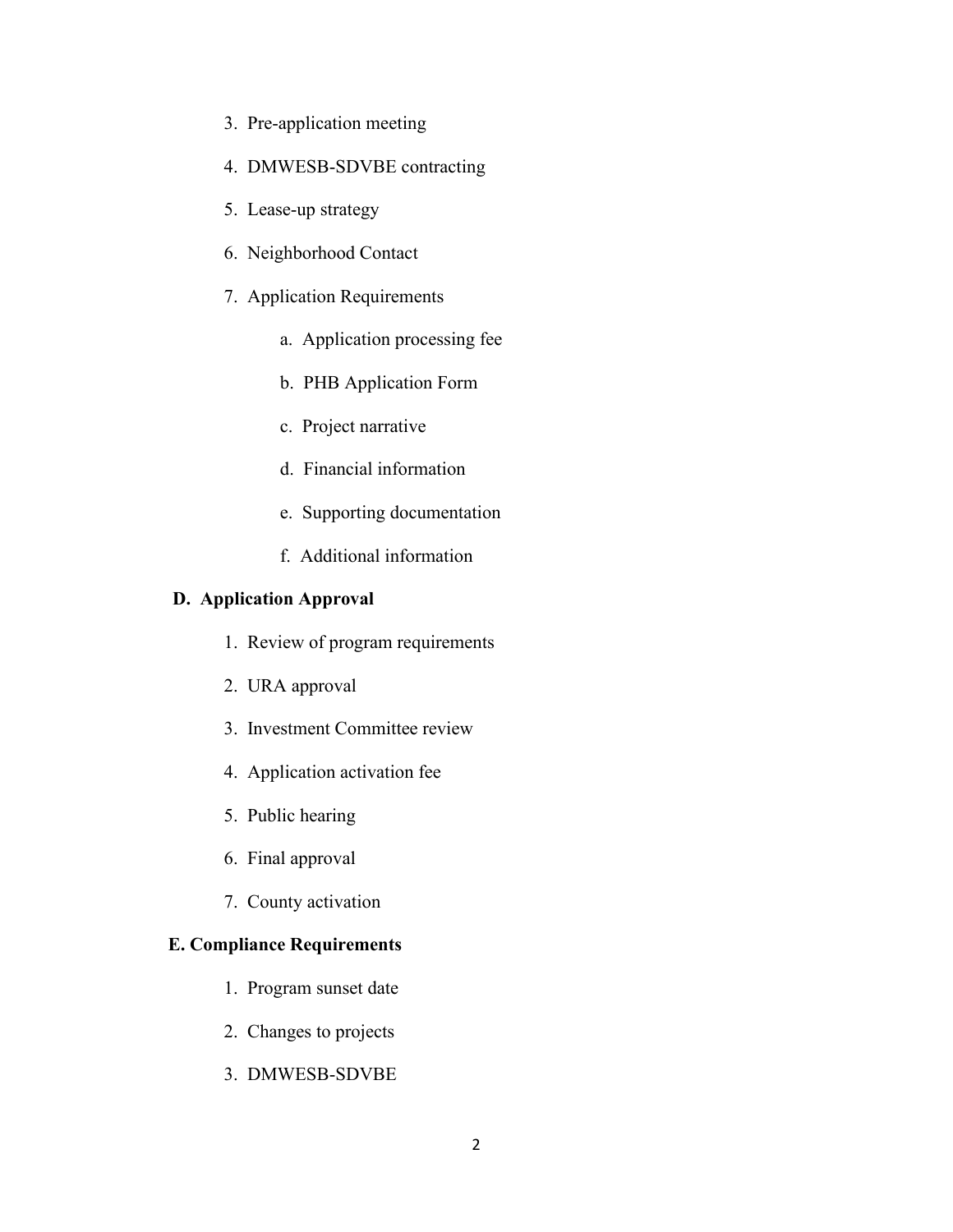3. Pre-application meeting
4. DMWESB-SDVBE contracting
5. Lease-up strategy
6. Neighborhood Contact
7. Application Requirements
    a. Application processing fee
    b. PHB Application Form
    c. Project narrative
    d. Financial information
    e. Supporting documentation
    f. Additional information

**D. Application Approval**

1. Review of program requirements
2. URA approval
3. Investment Committee review
4. Application activation fee
5. Public hearing
6. Final approval
7. County activation

**E. Compliance Requirements**

1. Program sunset date
2. Changes to projects
3. DMWESB-SDVBE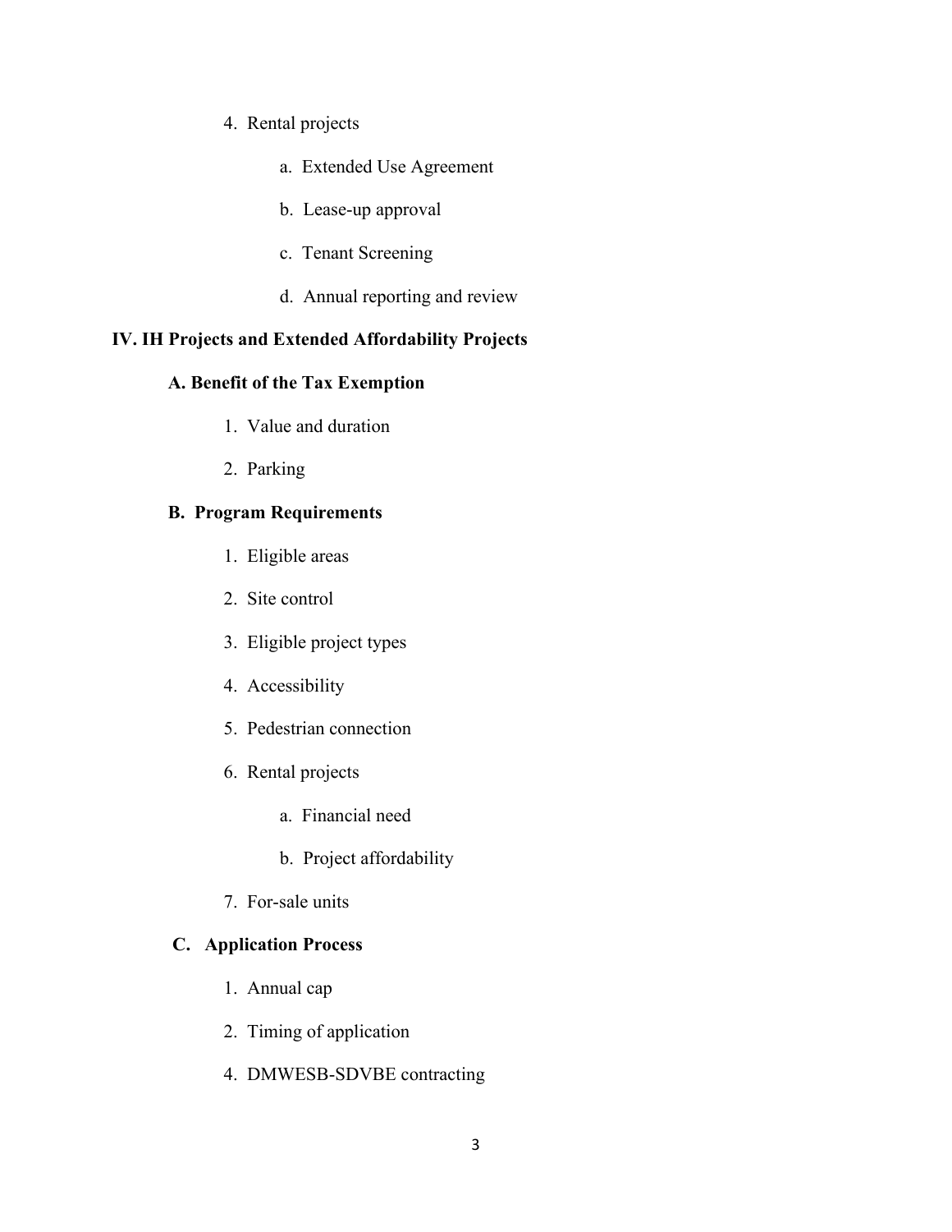4. Rental projects

    a. Extended Use Agreement

    b. Lease-up approval

    c. Tenant Screening

    d. Annual reporting and review

**IV. IH Projects and Extended Affordability Projects**

**A. Benefit of the Tax Exemption**

1. Value and duration

2. Parking

**B. Program Requirements**

1. Eligible areas

2. Site control

3. Eligible project types

4. Accessibility

5. Pedestrian connection

6. Rental projects

    a. Financial need

    b. Project affordability

7. For-sale units

**C. Application Process**

1. Annual cap

2. Timing of application

4. DMWESB-SDVBE contracting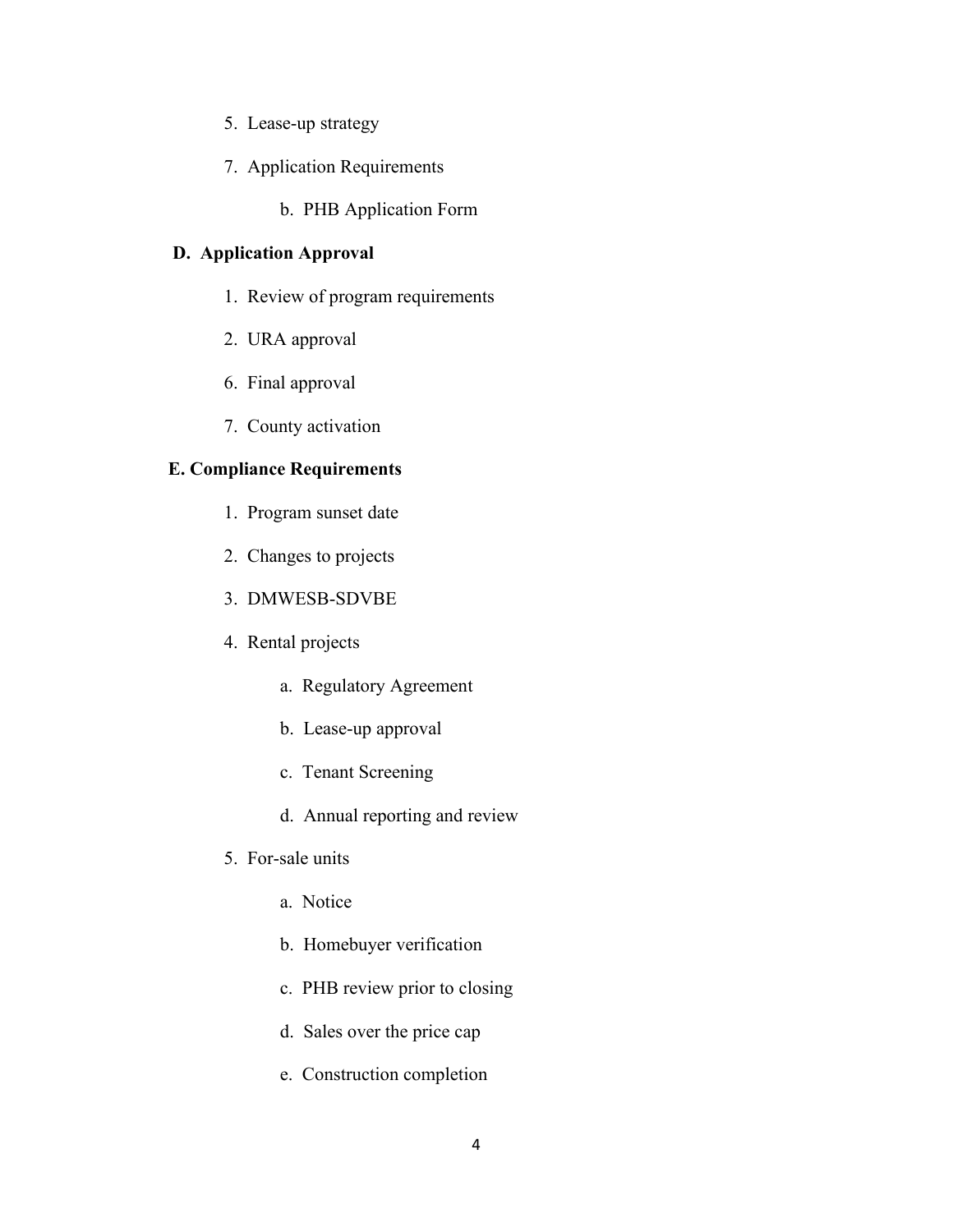5. Lease-up strategy

7. Application Requirements

    b. PHB Application Form

**D. Application Approval**

1. Review of program requirements

2. URA approval

6. Final approval

7. County activation

**E. Compliance Requirements**

1. Program sunset date

2. Changes to projects

3. DMWESB-SDVBE

4. Rental projects

    a. Regulatory Agreement

    b. Lease-up approval

    c. Tenant Screening

    d. Annual reporting and review

5. For-sale units

    a. Notice

    b. Homebuyer verification

    c. PHB review prior to closing

    d. Sales over the price cap

    e. Construction completion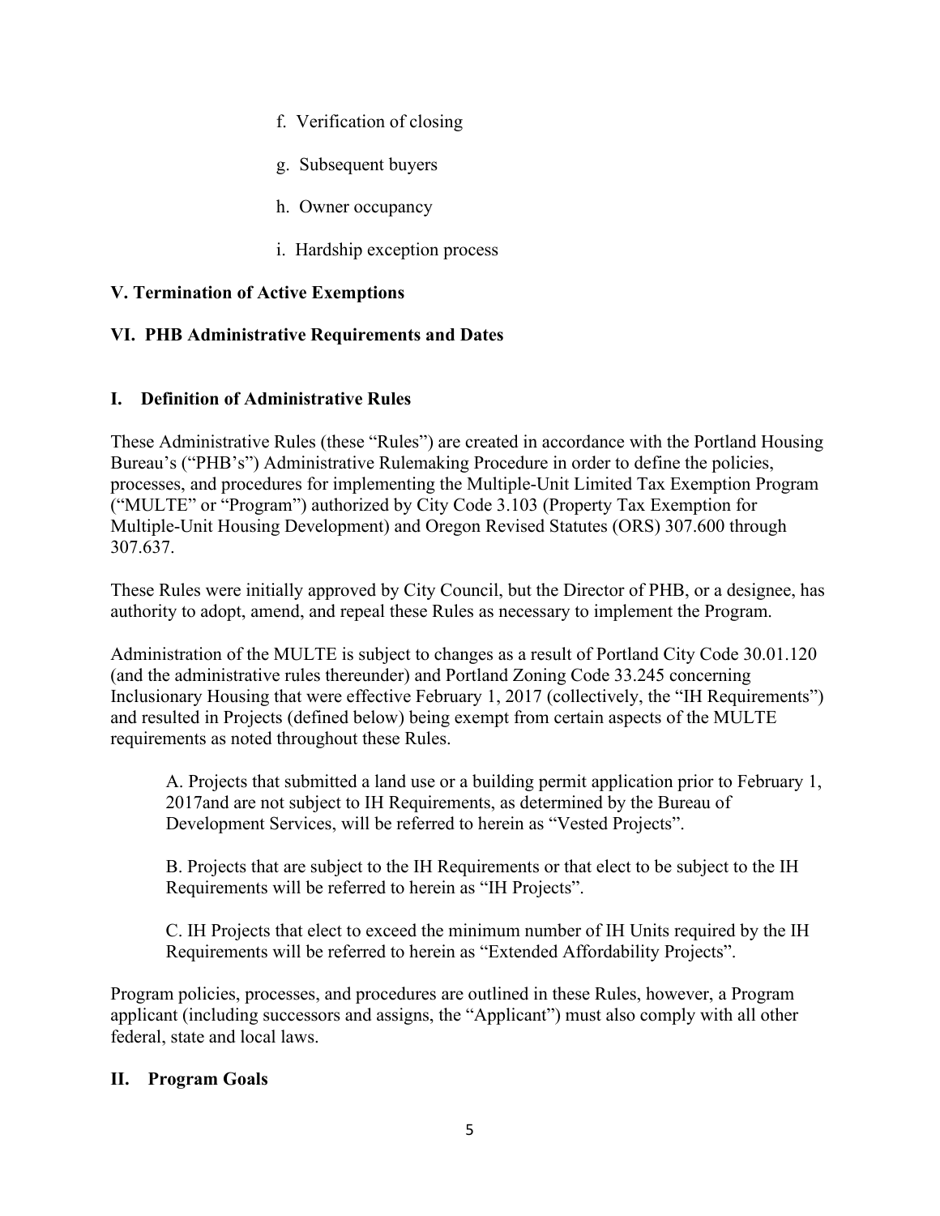f. Verification of closing

g. Subsequent buyers

h. Owner occupancy

i. Hardship exception process

**V. Termination of Active Exemptions**

**VI. PHB Administrative Requirements and Dates**

## I. Definition of Administrative Rules

These Administrative Rules (these "Rules") are created in accordance with the Portland Housing Bureau's ("PHB's") Administrative Rulemaking Procedure in order to define the policies, processes, and procedures for implementing the Multiple-Unit Limited Tax Exemption Program ("MULTE" or "Program") authorized by City Code 3.103 (Property Tax Exemption for Multiple-Unit Housing Development) and Oregon Revised Statutes (ORS) 307.600 through 307.637.

These Rules were initially approved by City Council, but the Director of PHB, or a designee, has authority to adopt, amend, and repeal these Rules as necessary to implement the Program.

Administration of the MULTE is subject to changes as a result of Portland City Code 30.01.120 (and the administrative rules thereunder) and Portland Zoning Code 33.245 concerning Inclusionary Housing that were effective February 1, 2017 (collectively, the "IH Requirements") and resulted in Projects (defined below) being exempt from certain aspects of the MULTE requirements as noted throughout these Rules.

A. Projects that submitted a land use or a building permit application prior to February 1, 2017and are not subject to IH Requirements, as determined by the Bureau of Development Services, will be referred to herein as "Vested Projects".

B. Projects that are subject to the IH Requirements or that elect to be subject to the IH Requirements will be referred to herein as "IH Projects".

C. IH Projects that elect to exceed the minimum number of IH Units required by the IH Requirements will be referred to herein as "Extended Affordability Projects".

Program policies, processes, and procedures are outlined in these Rules, however, a Program applicant (including successors and assigns, the "Applicant") must also comply with all other federal, state and local laws.

## II. Program Goals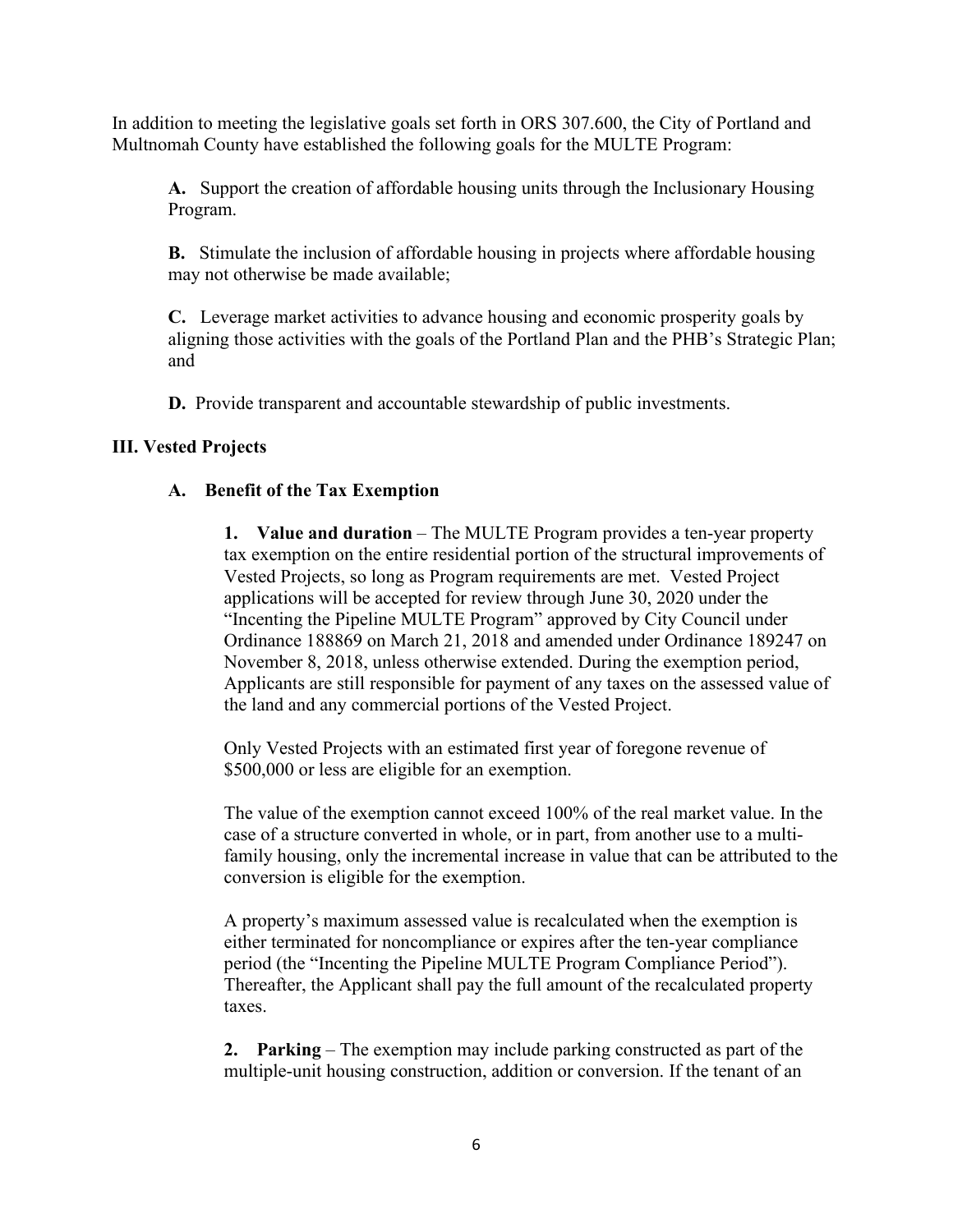In addition to meeting the legislative goals set forth in ORS 307.600, the City of Portland and Multnomah County have established the following goals for the MULTE Program:

**A.** Support the creation of affordable housing units through the Inclusionary Housing Program.

**B.** Stimulate the inclusion of affordable housing in projects where affordable housing may not otherwise be made available;

**C.** Leverage market activities to advance housing and economic prosperity goals by aligning those activities with the goals of the Portland Plan and the PHB's Strategic Plan; and

**D.** Provide transparent and accountable stewardship of public investments.

## III. Vested Projects

### A. Benefit of the Tax Exemption

**1. Value and duration** – The MULTE Program provides a ten-year property tax exemption on the entire residential portion of the structural improvements of Vested Projects, so long as Program requirements are met. Vested Project applications will be accepted for review through June 30, 2020 under the "Incenting the Pipeline MULTE Program" approved by City Council under Ordinance 188869 on March 21, 2018 and amended under Ordinance 189247 on November 8, 2018, unless otherwise extended. During the exemption period, Applicants are still responsible for payment of any taxes on the assessed value of the land and any commercial portions of the Vested Project.

Only Vested Projects with an estimated first year of foregone revenue of $500,000 or less are eligible for an exemption.

The value of the exemption cannot exceed 100% of the real market value. In the case of a structure converted in whole, or in part, from another use to a multi-family housing, only the incremental increase in value that can be attributed to the conversion is eligible for the exemption.

A property's maximum assessed value is recalculated when the exemption is either terminated for noncompliance or expires after the ten-year compliance period (the "Incenting the Pipeline MULTE Program Compliance Period"). Thereafter, the Applicant shall pay the full amount of the recalculated property taxes.

**2. Parking** – The exemption may include parking constructed as part of the multiple-unit housing construction, addition or conversion. If the tenant of an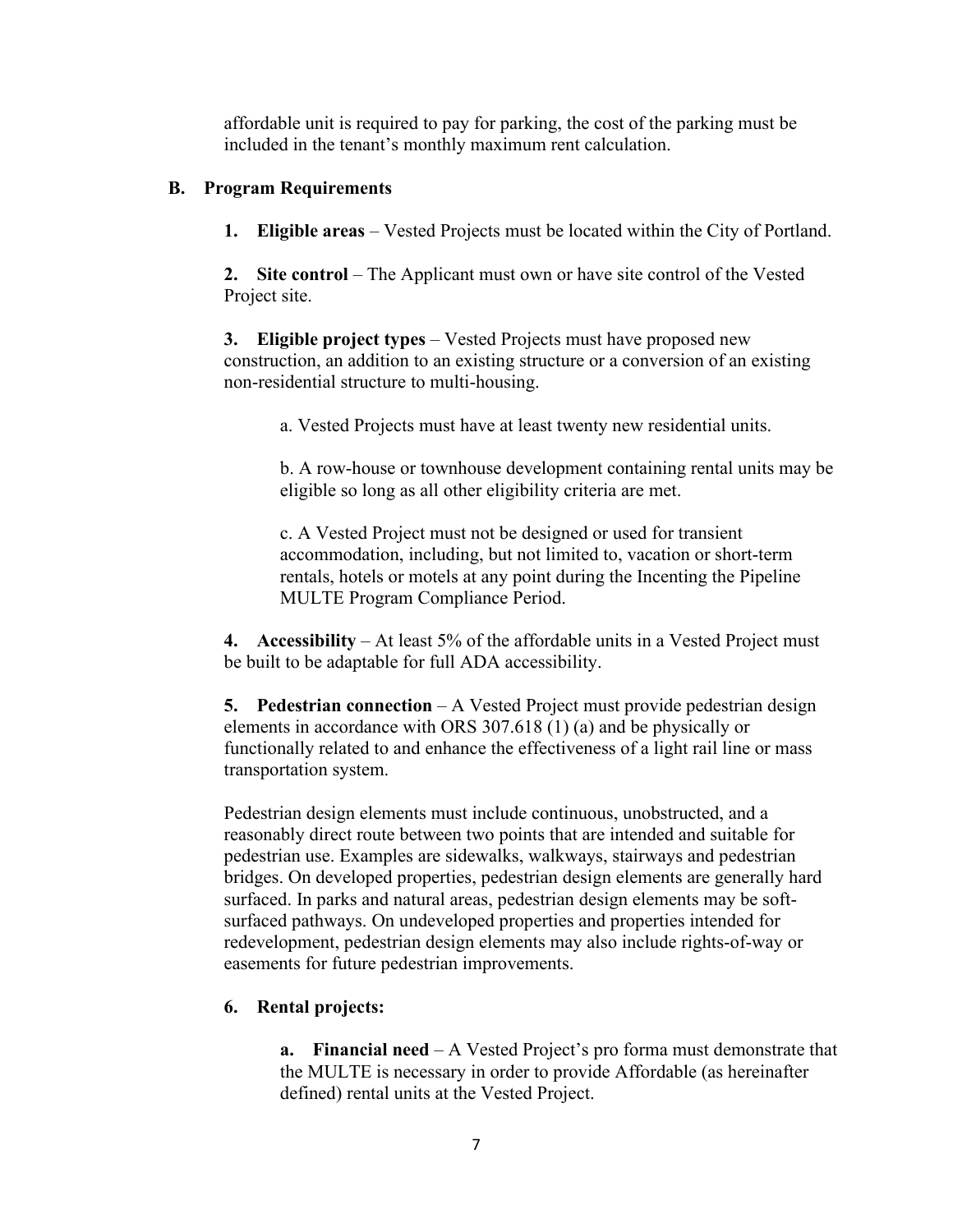affordable unit is required to pay for parking, the cost of the parking must be included in the tenant's monthly maximum rent calculation.

## B. Program Requirements

**1. Eligible areas** – Vested Projects must be located within the City of Portland.

**2. Site control** – The Applicant must own or have site control of the Vested Project site.

**3. Eligible project types** – Vested Projects must have proposed new construction, an addition to an existing structure or a conversion of an existing non-residential structure to multi-housing.

a. Vested Projects must have at least twenty new residential units.

b. A row-house or townhouse development containing rental units may be eligible so long as all other eligibility criteria are met.

c. A Vested Project must not be designed or used for transient accommodation, including, but not limited to, vacation or short-term rentals, hotels or motels at any point during the Incenting the Pipeline MULTE Program Compliance Period.

**4. Accessibility** – At least 5% of the affordable units in a Vested Project must be built to be adaptable for full ADA accessibility.

**5. Pedestrian connection** – A Vested Project must provide pedestrian design elements in accordance with ORS 307.618 (1) (a) and be physically or functionally related to and enhance the effectiveness of a light rail line or mass transportation system.

Pedestrian design elements must include continuous, unobstructed, and a reasonably direct route between two points that are intended and suitable for pedestrian use. Examples are sidewalks, walkways, stairways and pedestrian bridges. On developed properties, pedestrian design elements are generally hard surfaced. In parks and natural areas, pedestrian design elements may be soft-surfaced pathways. On undeveloped properties and properties intended for redevelopment, pedestrian design elements may also include rights-of-way or easements for future pedestrian improvements.

**6. Rental projects:**

**a. Financial need** – A Vested Project's pro forma must demonstrate that the MULTE is necessary in order to provide Affordable (as hereinafter defined) rental units at the Vested Project.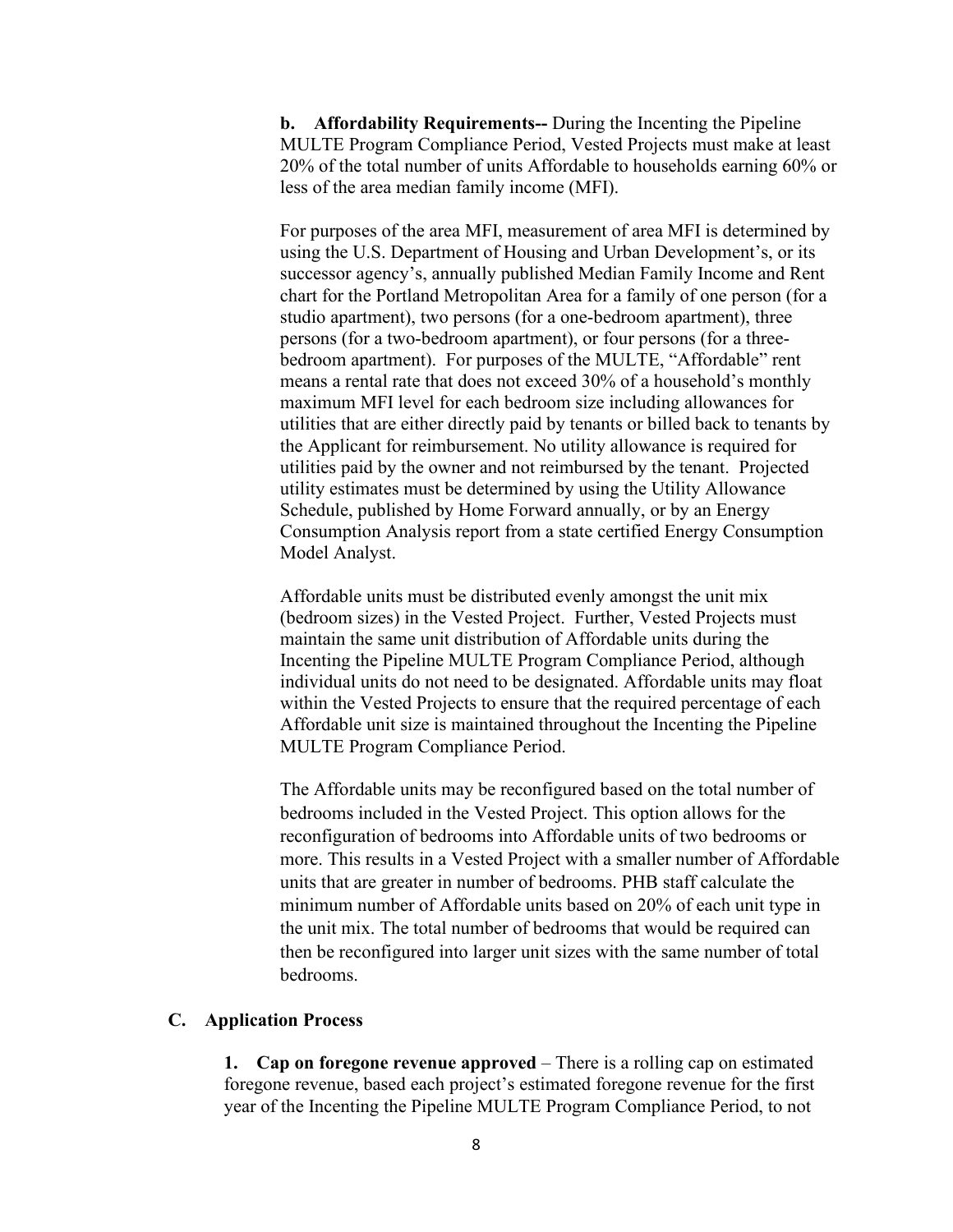**b. Affordability Requirements--** During the Incenting the Pipeline MULTE Program Compliance Period, Vested Projects must make at least 20% of the total number of units Affordable to households earning 60% or less of the area median family income (MFI).

For purposes of the area MFI, measurement of area MFI is determined by using the U.S. Department of Housing and Urban Development's, or its successor agency's, annually published Median Family Income and Rent chart for the Portland Metropolitan Area for a family of one person (for a studio apartment), two persons (for a one-bedroom apartment), three persons (for a two-bedroom apartment), or four persons (for a three-bedroom apartment). For purposes of the MULTE, "Affordable" rent means a rental rate that does not exceed 30% of a household's monthly maximum MFI level for each bedroom size including allowances for utilities that are either directly paid by tenants or billed back to tenants by the Applicant for reimbursement. No utility allowance is required for utilities paid by the owner and not reimbursed by the tenant. Projected utility estimates must be determined by using the Utility Allowance Schedule, published by Home Forward annually, or by an Energy Consumption Analysis report from a state certified Energy Consumption Model Analyst.

Affordable units must be distributed evenly amongst the unit mix (bedroom sizes) in the Vested Project. Further, Vested Projects must maintain the same unit distribution of Affordable units during the Incenting the Pipeline MULTE Program Compliance Period, although individual units do not need to be designated. Affordable units may float within the Vested Projects to ensure that the required percentage of each Affordable unit size is maintained throughout the Incenting the Pipeline MULTE Program Compliance Period.

The Affordable units may be reconfigured based on the total number of bedrooms included in the Vested Project. This option allows for the reconfiguration of bedrooms into Affordable units of two bedrooms or more. This results in a Vested Project with a smaller number of Affordable units that are greater in number of bedrooms. PHB staff calculate the minimum number of Affordable units based on 20% of each unit type in the unit mix. The total number of bedrooms that would be required can then be reconfigured into larger unit sizes with the same number of total bedrooms.

## C. Application Process

**1. Cap on foregone revenue approved** – There is a rolling cap on estimated foregone revenue, based each project's estimated foregone revenue for the first year of the Incenting the Pipeline MULTE Program Compliance Period, to not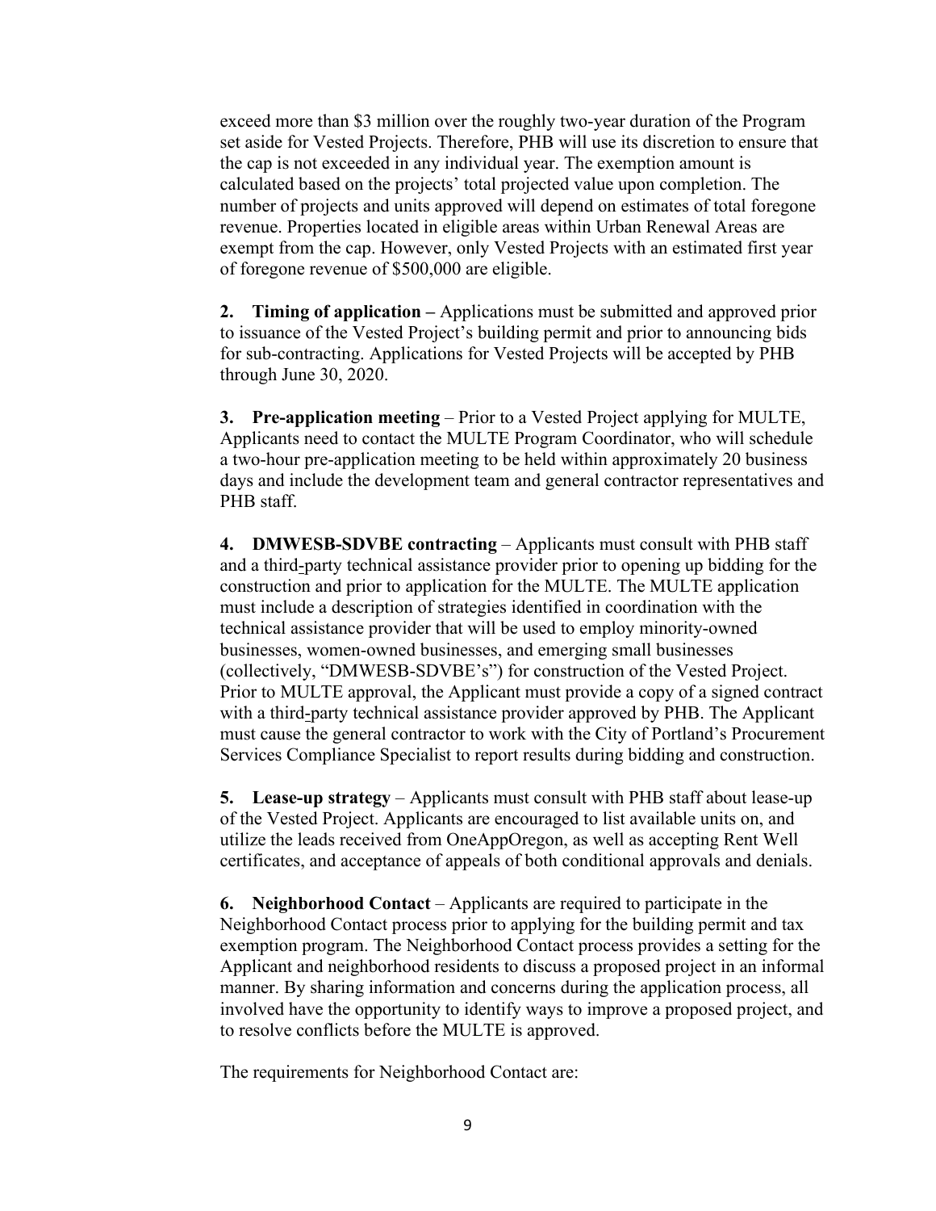exceed more than $3 million over the roughly two-year duration of the Program set aside for Vested Projects. Therefore, PHB will use its discretion to ensure that the cap is not exceeded in any individual year. The exemption amount is calculated based on the projects' total projected value upon completion. The number of projects and units approved will depend on estimates of total foregone revenue. Properties located in eligible areas within Urban Renewal Areas are exempt from the cap. However, only Vested Projects with an estimated first year of foregone revenue of $500,000 are eligible.

**2. Timing of application –** Applications must be submitted and approved prior to issuance of the Vested Project's building permit and prior to announcing bids for sub-contracting. Applications for Vested Projects will be accepted by PHB through June 30, 2020.

**3. Pre-application meeting** – Prior to a Vested Project applying for MULTE, Applicants need to contact the MULTE Program Coordinator, who will schedule a two-hour pre-application meeting to be held within approximately 20 business days and include the development team and general contractor representatives and PHB staff.

**4. DMWESB-SDVBE contracting** – Applicants must consult with PHB staff and a third-party technical assistance provider prior to opening up bidding for the construction and prior to application for the MULTE. The MULTE application must include a description of strategies identified in coordination with the technical assistance provider that will be used to employ minority-owned businesses, women-owned businesses, and emerging small businesses (collectively, "DMWESB-SDVBE's") for construction of the Vested Project. Prior to MULTE approval, the Applicant must provide a copy of a signed contract with a third-party technical assistance provider approved by PHB. The Applicant must cause the general contractor to work with the City of Portland's Procurement Services Compliance Specialist to report results during bidding and construction.

**5. Lease-up strategy** – Applicants must consult with PHB staff about lease-up of the Vested Project. Applicants are encouraged to list available units on, and utilize the leads received from OneAppOregon, as well as accepting Rent Well certificates, and acceptance of appeals of both conditional approvals and denials.

**6. Neighborhood Contact** – Applicants are required to participate in the Neighborhood Contact process prior to applying for the building permit and tax exemption program. The Neighborhood Contact process provides a setting for the Applicant and neighborhood residents to discuss a proposed project in an informal manner. By sharing information and concerns during the application process, all involved have the opportunity to identify ways to improve a proposed project, and to resolve conflicts before the MULTE is approved.

The requirements for Neighborhood Contact are: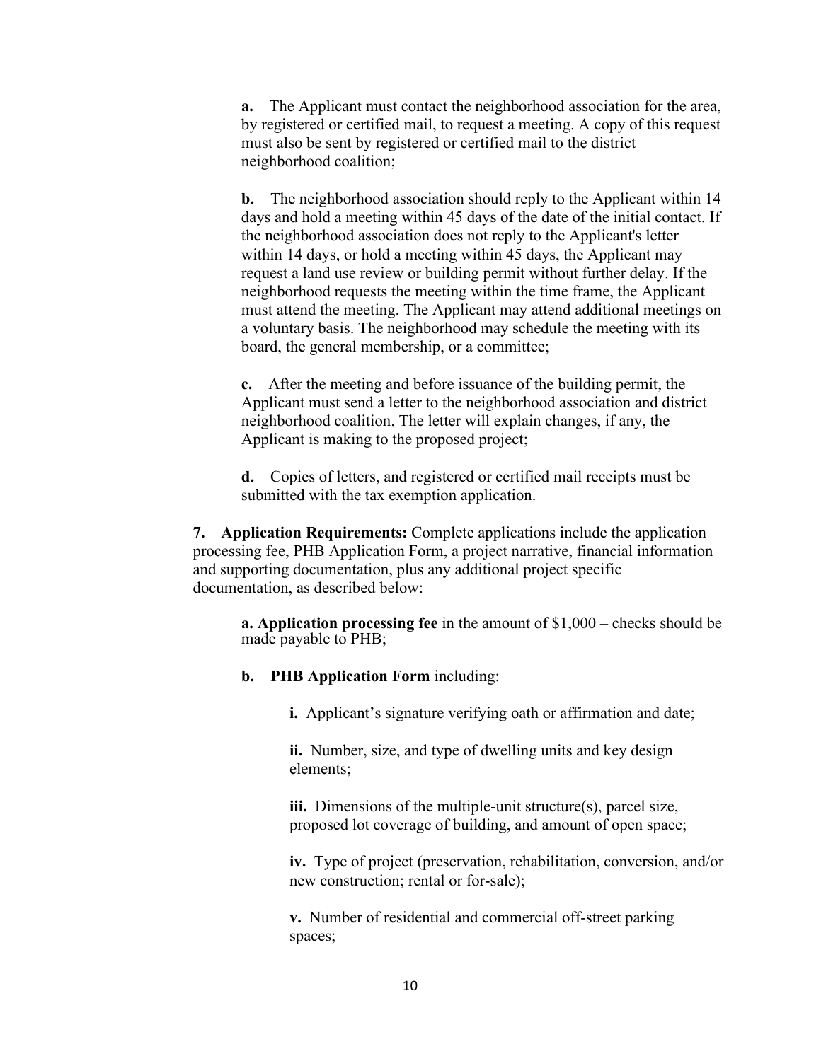**a.** The Applicant must contact the neighborhood association for the area, by registered or certified mail, to request a meeting. A copy of this request must also be sent by registered or certified mail to the district neighborhood coalition;

**b.** The neighborhood association should reply to the Applicant within 14 days and hold a meeting within 45 days of the date of the initial contact. If the neighborhood association does not reply to the Applicant's letter within 14 days, or hold a meeting within 45 days, the Applicant may request a land use review or building permit without further delay. If the neighborhood requests the meeting within the time frame, the Applicant must attend the meeting. The Applicant may attend additional meetings on a voluntary basis. The neighborhood may schedule the meeting with its board, the general membership, or a committee;

**c.** After the meeting and before issuance of the building permit, the Applicant must send a letter to the neighborhood association and district neighborhood coalition. The letter will explain changes, if any, the Applicant is making to the proposed project;

**d.** Copies of letters, and registered or certified mail receipts must be submitted with the tax exemption application.

**7. Application Requirements:** Complete applications include the application processing fee, PHB Application Form, a project narrative, financial information and supporting documentation, plus any additional project specific documentation, as described below:

**a. Application processing fee** in the amount of $1,000 – checks should be made payable to PHB;

**b. PHB Application Form** including:

**i.** Applicant's signature verifying oath or affirmation and date;

**ii.** Number, size, and type of dwelling units and key design elements;

**iii.** Dimensions of the multiple-unit structure(s), parcel size, proposed lot coverage of building, and amount of open space;

**iv.** Type of project (preservation, rehabilitation, conversion, and/or new construction; rental or for-sale);

**v.** Number of residential and commercial off-street parking spaces;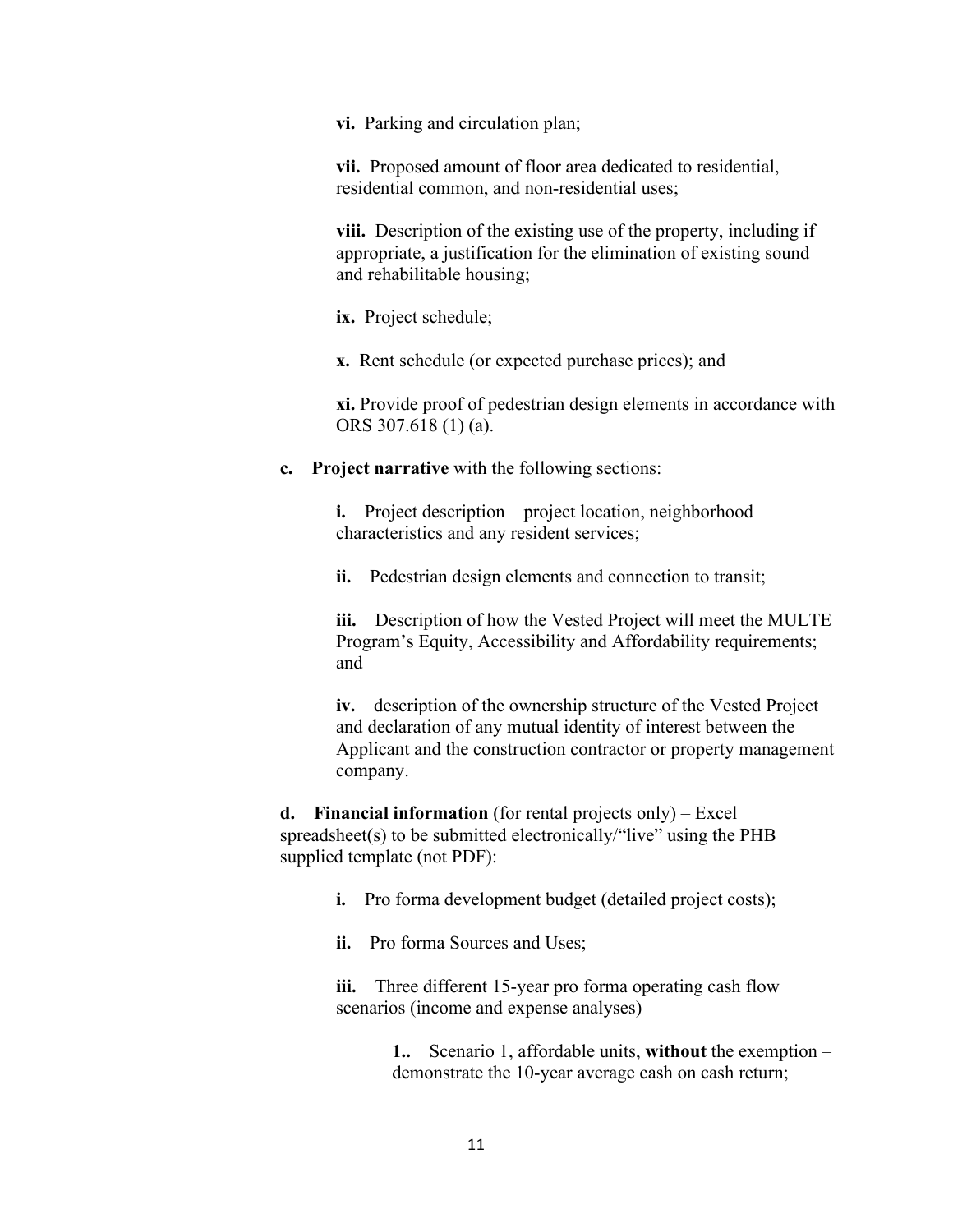**vi.** Parking and circulation plan;

**vii.** Proposed amount of floor area dedicated to residential, residential common, and non-residential uses;

**viii.** Description of the existing use of the property, including if appropriate, a justification for the elimination of existing sound and rehabilitable housing;

**ix.** Project schedule;

**x.** Rent schedule (or expected purchase prices); and

**xi.** Provide proof of pedestrian design elements in accordance with ORS 307.618 (1) (a).

**c. Project narrative** with the following sections:

**i.** Project description – project location, neighborhood characteristics and any resident services;

**ii.** Pedestrian design elements and connection to transit;

**iii.** Description of how the Vested Project will meet the MULTE Program's Equity, Accessibility and Affordability requirements; and

**iv.** description of the ownership structure of the Vested Project and declaration of any mutual identity of interest between the Applicant and the construction contractor or property management company.

**d. Financial information** (for rental projects only) – Excel spreadsheet(s) to be submitted electronically/"live" using the PHB supplied template (not PDF):

**i.** Pro forma development budget (detailed project costs);

**ii.** Pro forma Sources and Uses;

**iii.** Three different 15-year pro forma operating cash flow scenarios (income and expense analyses)

**1..** Scenario 1, affordable units, **without** the exemption – demonstrate the 10-year average cash on cash return;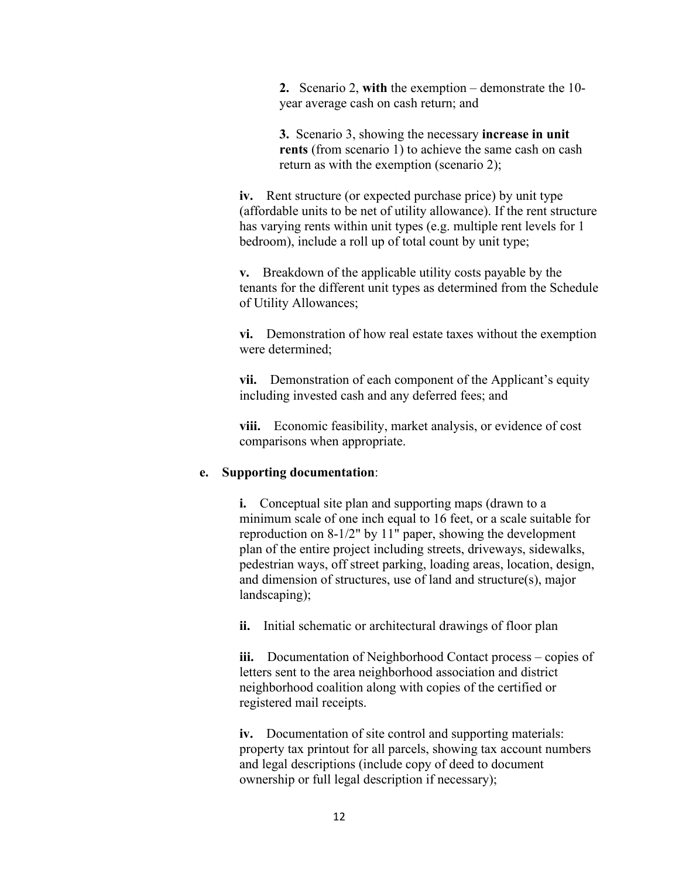**2.** Scenario 2, **with** the exemption – demonstrate the 10-year average cash on cash return; and

**3.** Scenario 3, showing the necessary **increase in unit rents** (from scenario 1) to achieve the same cash on cash return as with the exemption (scenario 2);

**iv.** Rent structure (or expected purchase price) by unit type (affordable units to be net of utility allowance). If the rent structure has varying rents within unit types (e.g. multiple rent levels for 1 bedroom), include a roll up of total count by unit type;

**v.** Breakdown of the applicable utility costs payable by the tenants for the different unit types as determined from the Schedule of Utility Allowances;

**vi.** Demonstration of how real estate taxes without the exemption were determined;

**vii.** Demonstration of each component of the Applicant's equity including invested cash and any deferred fees; and

**viii.** Economic feasibility, market analysis, or evidence of cost comparisons when appropriate.

**e. Supporting documentation**:

**i.** Conceptual site plan and supporting maps (drawn to a minimum scale of one inch equal to 16 feet, or a scale suitable for reproduction on 8-1/2" by 11" paper, showing the development plan of the entire project including streets, driveways, sidewalks, pedestrian ways, off street parking, loading areas, location, design, and dimension of structures, use of land and structure(s), major landscaping);

**ii.** Initial schematic or architectural drawings of floor plan

**iii.** Documentation of Neighborhood Contact process – copies of letters sent to the area neighborhood association and district neighborhood coalition along with copies of the certified or registered mail receipts.

**iv.** Documentation of site control and supporting materials: property tax printout for all parcels, showing tax account numbers and legal descriptions (include copy of deed to document ownership or full legal description if necessary);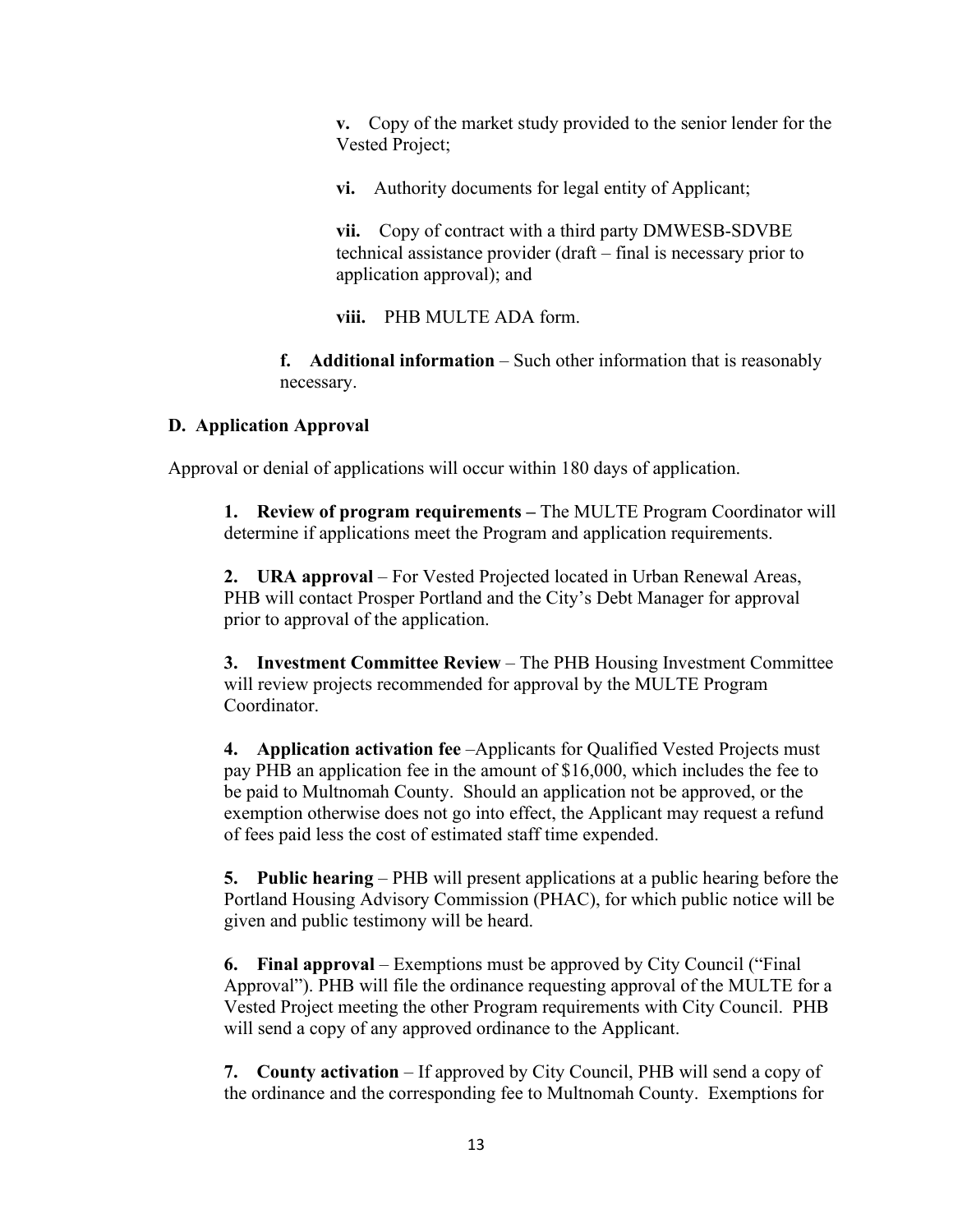**v.** Copy of the market study provided to the senior lender for the Vested Project;

**vi.** Authority documents for legal entity of Applicant;

**vii.** Copy of contract with a third party DMWESB-SDVBE technical assistance provider (draft – final is necessary prior to application approval); and

**viii.** PHB MULTE ADA form.

**f. Additional information** – Such other information that is reasonably necessary.

### D. Application Approval

Approval or denial of applications will occur within 180 days of application.

**1. Review of program requirements –** The MULTE Program Coordinator will determine if applications meet the Program and application requirements.

**2. URA approval** – For Vested Projected located in Urban Renewal Areas, PHB will contact Prosper Portland and the City's Debt Manager for approval prior to approval of the application.

**3. Investment Committee Review** – The PHB Housing Investment Committee will review projects recommended for approval by the MULTE Program Coordinator.

**4. Application activation fee** –Applicants for Qualified Vested Projects must pay PHB an application fee in the amount of $16,000, which includes the fee to be paid to Multnomah County. Should an application not be approved, or the exemption otherwise does not go into effect, the Applicant may request a refund of fees paid less the cost of estimated staff time expended.

**5. Public hearing** – PHB will present applications at a public hearing before the Portland Housing Advisory Commission (PHAC), for which public notice will be given and public testimony will be heard.

**6. Final approval** – Exemptions must be approved by City Council ("Final Approval"). PHB will file the ordinance requesting approval of the MULTE for a Vested Project meeting the other Program requirements with City Council. PHB will send a copy of any approved ordinance to the Applicant.

**7. County activation** – If approved by City Council, PHB will send a copy of the ordinance and the corresponding fee to Multnomah County. Exemptions for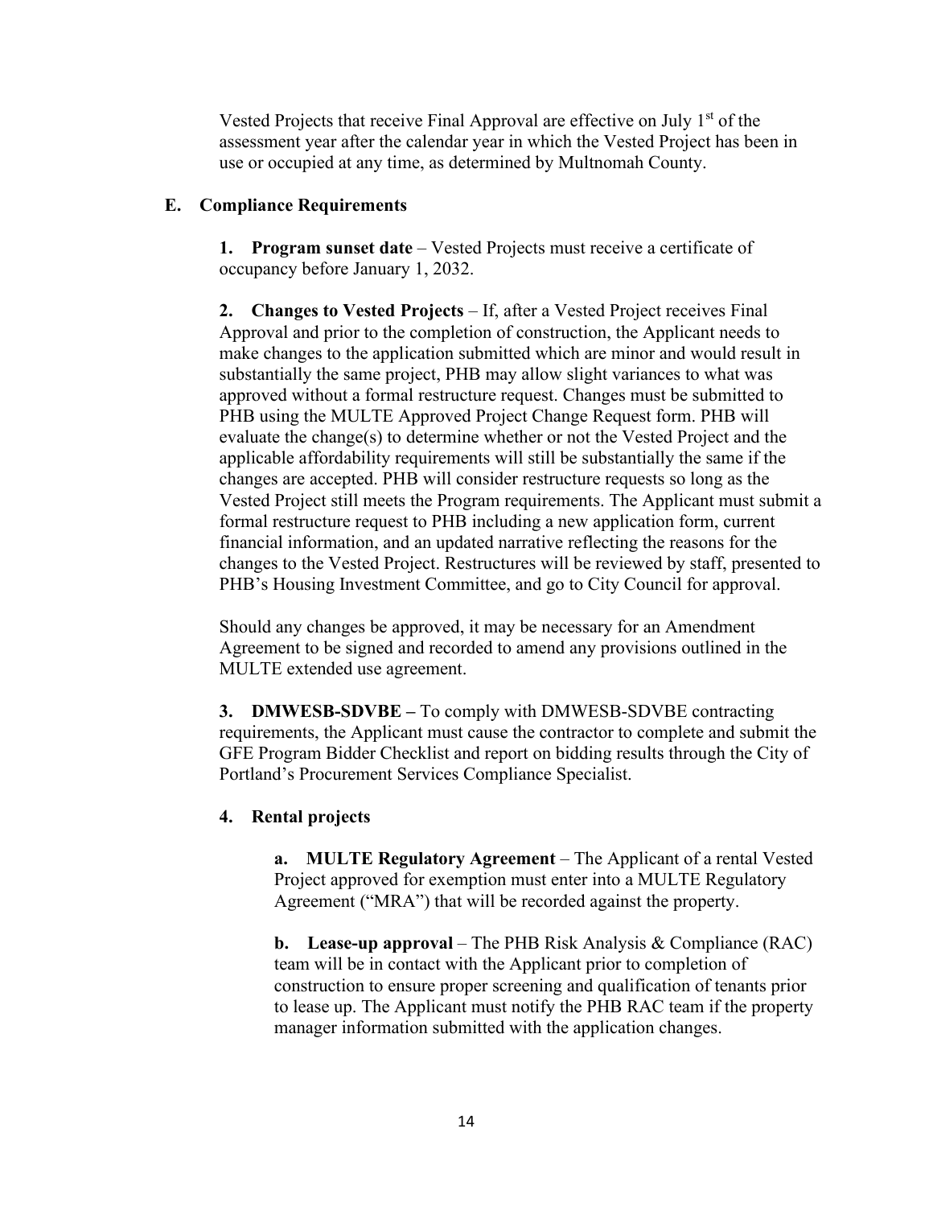Vested Projects that receive Final Approval are effective on July 1st of the assessment year after the calendar year in which the Vested Project has been in use or occupied at any time, as determined by Multnomah County.

## E. Compliance Requirements

**1. Program sunset date** – Vested Projects must receive a certificate of occupancy before January 1, 2032.

**2. Changes to Vested Projects** – If, after a Vested Project receives Final Approval and prior to the completion of construction, the Applicant needs to make changes to the application submitted which are minor and would result in substantially the same project, PHB may allow slight variances to what was approved without a formal restructure request. Changes must be submitted to PHB using the MULTE Approved Project Change Request form. PHB will evaluate the change(s) to determine whether or not the Vested Project and the applicable affordability requirements will still be substantially the same if the changes are accepted. PHB will consider restructure requests so long as the Vested Project still meets the Program requirements. The Applicant must submit a formal restructure request to PHB including a new application form, current financial information, and an updated narrative reflecting the reasons for the changes to the Vested Project. Restructures will be reviewed by staff, presented to PHB's Housing Investment Committee, and go to City Council for approval.

Should any changes be approved, it may be necessary for an Amendment Agreement to be signed and recorded to amend any provisions outlined in the MULTE extended use agreement.

**3. DMWESB-SDVBE –** To comply with DMWESB-SDVBE contracting requirements, the Applicant must cause the contractor to complete and submit the GFE Program Bidder Checklist and report on bidding results through the City of Portland's Procurement Services Compliance Specialist.

**4. Rental projects**

**a. MULTE Regulatory Agreement** – The Applicant of a rental Vested Project approved for exemption must enter into a MULTE Regulatory Agreement ("MRA") that will be recorded against the property.

**b. Lease-up approval** – The PHB Risk Analysis & Compliance (RAC) team will be in contact with the Applicant prior to completion of construction to ensure proper screening and qualification of tenants prior to lease up. The Applicant must notify the PHB RAC team if the property manager information submitted with the application changes.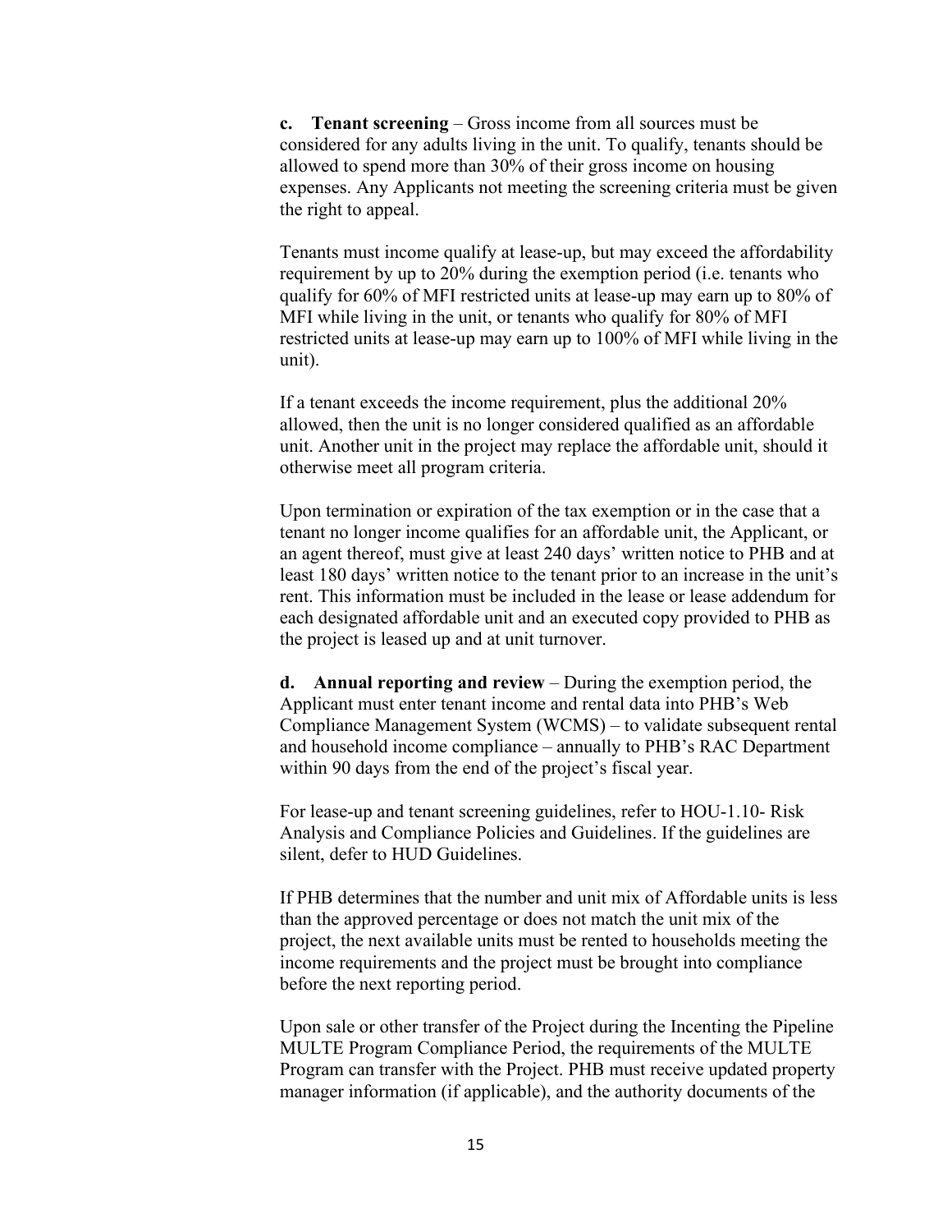**c. Tenant screening** – Gross income from all sources must be considered for any adults living in the unit. To qualify, tenants should be allowed to spend more than 30% of their gross income on housing expenses. Any Applicants not meeting the screening criteria must be given the right to appeal.

Tenants must income qualify at lease-up, but may exceed the affordability requirement by up to 20% during the exemption period (i.e. tenants who qualify for 60% of MFI restricted units at lease-up may earn up to 80% of MFI while living in the unit, or tenants who qualify for 80% of MFI restricted units at lease-up may earn up to 100% of MFI while living in the unit).

If a tenant exceeds the income requirement, plus the additional 20% allowed, then the unit is no longer considered qualified as an affordable unit. Another unit in the project may replace the affordable unit, should it otherwise meet all program criteria.

Upon termination or expiration of the tax exemption or in the case that a tenant no longer income qualifies for an affordable unit, the Applicant, or an agent thereof, must give at least 240 days' written notice to PHB and at least 180 days' written notice to the tenant prior to an increase in the unit's rent. This information must be included in the lease or lease addendum for each designated affordable unit and an executed copy provided to PHB as the project is leased up and at unit turnover.

**d. Annual reporting and review** – During the exemption period, the Applicant must enter tenant income and rental data into PHB's Web Compliance Management System (WCMS) – to validate subsequent rental and household income compliance – annually to PHB's RAC Department within 90 days from the end of the project's fiscal year.

For lease-up and tenant screening guidelines, refer to HOU-1.10- Risk Analysis and Compliance Policies and Guidelines. If the guidelines are silent, defer to HUD Guidelines.

If PHB determines that the number and unit mix of Affordable units is less than the approved percentage or does not match the unit mix of the project, the next available units must be rented to households meeting the income requirements and the project must be brought into compliance before the next reporting period.

Upon sale or other transfer of the Project during the Incenting the Pipeline MULTE Program Compliance Period, the requirements of the MULTE Program can transfer with the Project. PHB must receive updated property manager information (if applicable), and the authority documents of the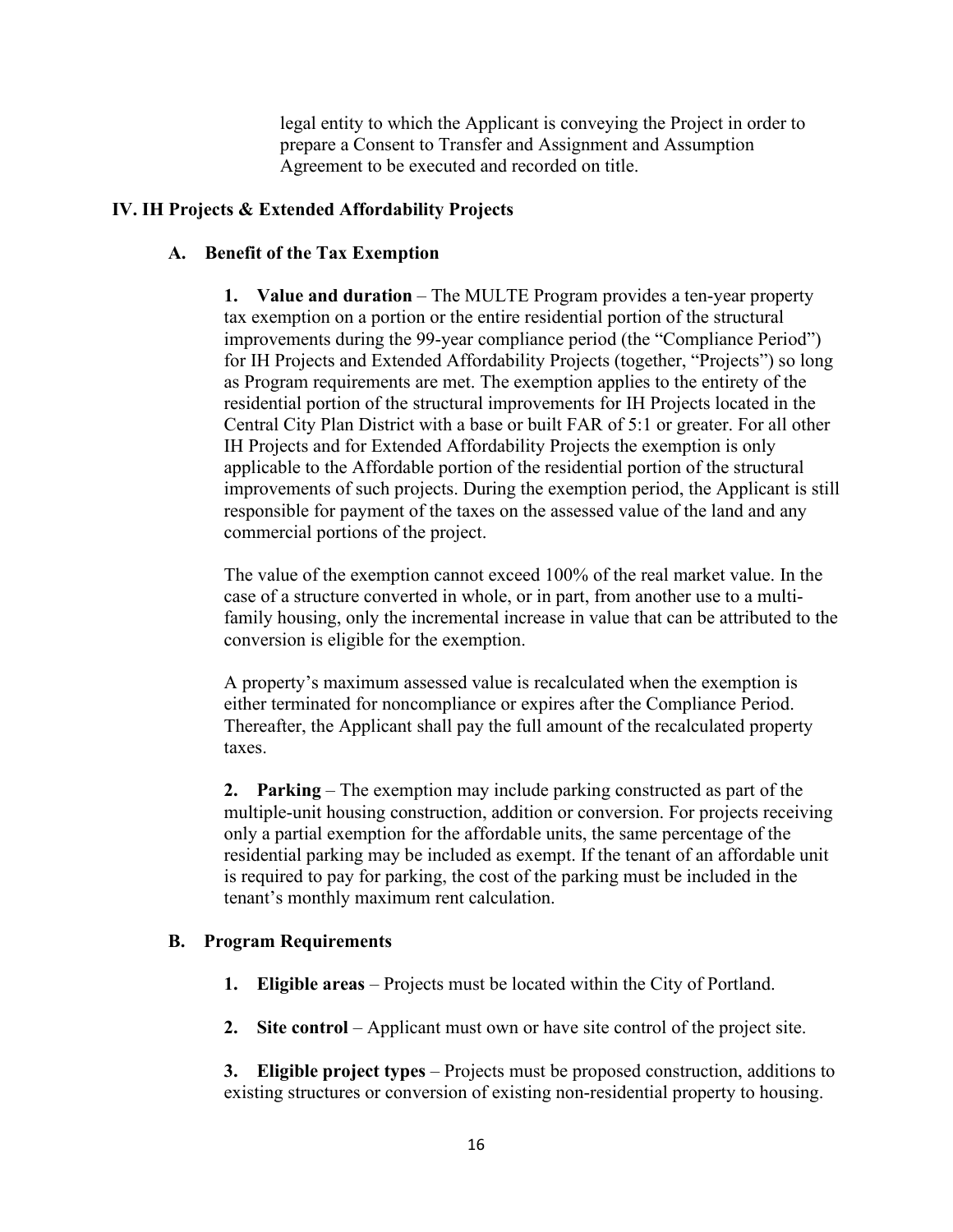legal entity to which the Applicant is conveying the Project in order to prepare a Consent to Transfer and Assignment and Assumption Agreement to be executed and recorded on title.

## IV. IH Projects & Extended Affordability Projects

### A. Benefit of the Tax Exemption

**1. Value and duration** – The MULTE Program provides a ten-year property tax exemption on a portion or the entire residential portion of the structural improvements during the 99-year compliance period (the "Compliance Period") for IH Projects and Extended Affordability Projects (together, "Projects") so long as Program requirements are met. The exemption applies to the entirety of the residential portion of the structural improvements for IH Projects located in the Central City Plan District with a base or built FAR of 5:1 or greater. For all other IH Projects and for Extended Affordability Projects the exemption is only applicable to the Affordable portion of the residential portion of the structural improvements of such projects. During the exemption period, the Applicant is still responsible for payment of the taxes on the assessed value of the land and any commercial portions of the project.

The value of the exemption cannot exceed 100% of the real market value. In the case of a structure converted in whole, or in part, from another use to a multi-family housing, only the incremental increase in value that can be attributed to the conversion is eligible for the exemption.

A property's maximum assessed value is recalculated when the exemption is either terminated for noncompliance or expires after the Compliance Period. Thereafter, the Applicant shall pay the full amount of the recalculated property taxes.

**2. Parking** – The exemption may include parking constructed as part of the multiple-unit housing construction, addition or conversion. For projects receiving only a partial exemption for the affordable units, the same percentage of the residential parking may be included as exempt. If the tenant of an affordable unit is required to pay for parking, the cost of the parking must be included in the tenant's monthly maximum rent calculation.

### B. Program Requirements

**1. Eligible areas** – Projects must be located within the City of Portland.

**2. Site control** – Applicant must own or have site control of the project site.

**3. Eligible project types** – Projects must be proposed construction, additions to existing structures or conversion of existing non-residential property to housing.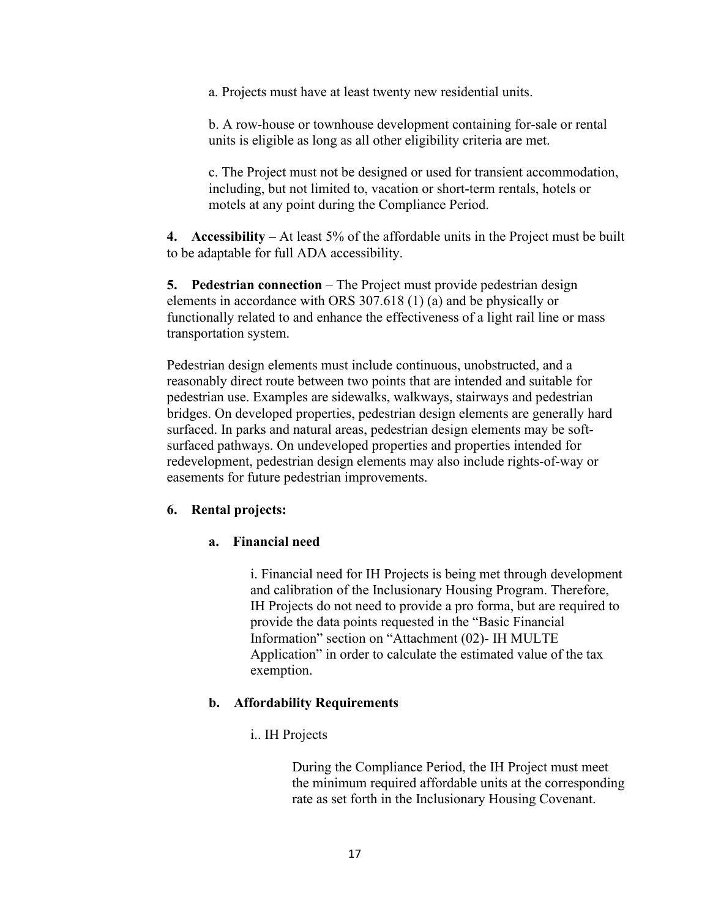a. Projects must have at least twenty new residential units.

b. A row-house or townhouse development containing for-sale or rental units is eligible as long as all other eligibility criteria are met.

c. The Project must not be designed or used for transient accommodation, including, but not limited to, vacation or short-term rentals, hotels or motels at any point during the Compliance Period.

**4. Accessibility** – At least 5% of the affordable units in the Project must be built to be adaptable for full ADA accessibility.

**5. Pedestrian connection** – The Project must provide pedestrian design elements in accordance with ORS 307.618 (1) (a) and be physically or functionally related to and enhance the effectiveness of a light rail line or mass transportation system.

Pedestrian design elements must include continuous, unobstructed, and a reasonably direct route between two points that are intended and suitable for pedestrian use. Examples are sidewalks, walkways, stairways and pedestrian bridges. On developed properties, pedestrian design elements are generally hard surfaced. In parks and natural areas, pedestrian design elements may be soft-surfaced pathways. On undeveloped properties and properties intended for redevelopment, pedestrian design elements may also include rights-of-way or easements for future pedestrian improvements.

**6. Rental projects:**

**a. Financial need**

i. Financial need for IH Projects is being met through development and calibration of the Inclusionary Housing Program. Therefore, IH Projects do not need to provide a pro forma, but are required to provide the data points requested in the "Basic Financial Information" section on "Attachment (02)- IH MULTE Application" in order to calculate the estimated value of the tax exemption.

**b. Affordability Requirements**

i.. IH Projects

During the Compliance Period, the IH Project must meet the minimum required affordable units at the corresponding rate as set forth in the Inclusionary Housing Covenant.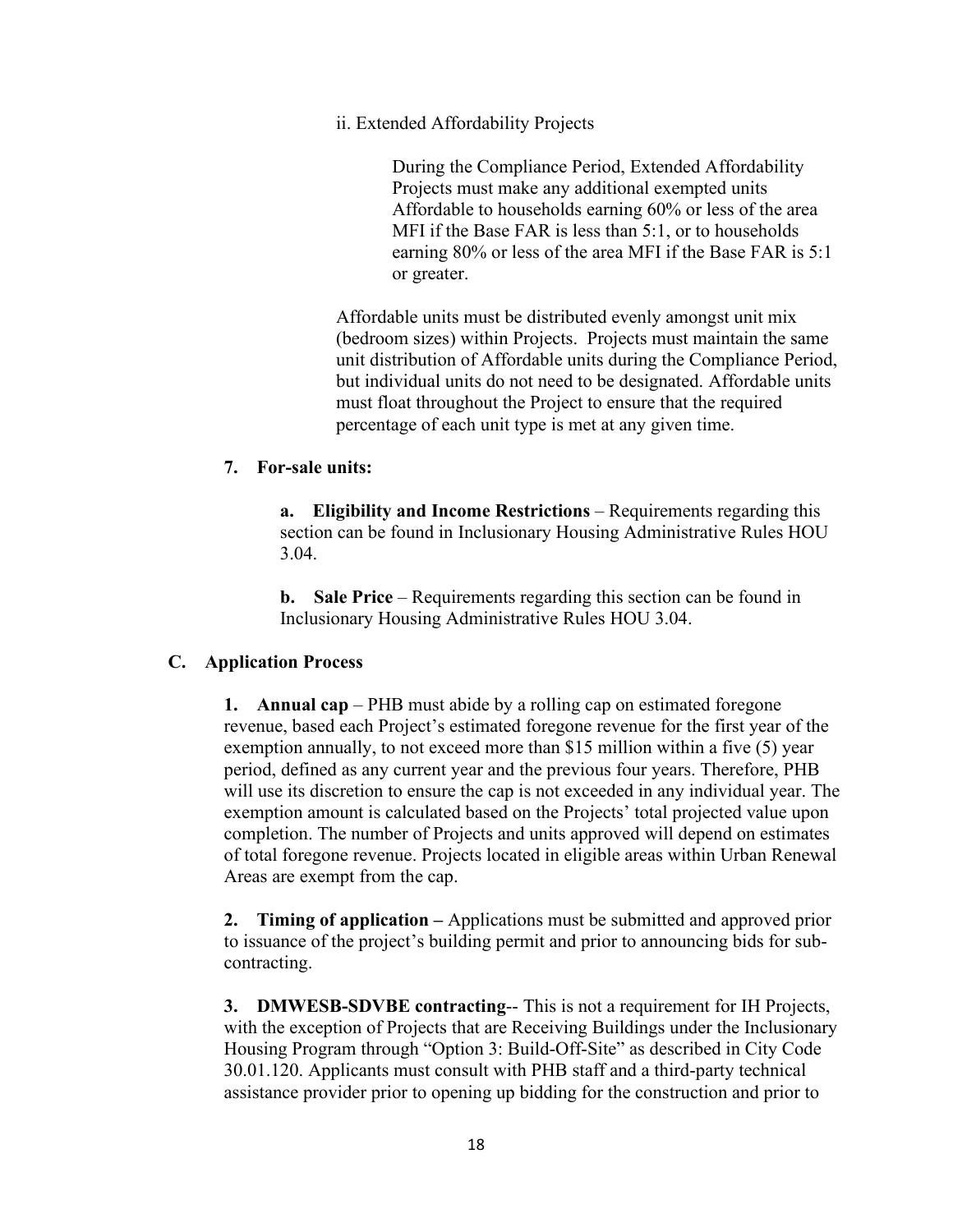ii. Extended Affordability Projects

During the Compliance Period, Extended Affordability Projects must make any additional exempted units Affordable to households earning 60% or less of the area MFI if the Base FAR is less than 5:1, or to households earning 80% or less of the area MFI if the Base FAR is 5:1 or greater.

Affordable units must be distributed evenly amongst unit mix (bedroom sizes) within Projects. Projects must maintain the same unit distribution of Affordable units during the Compliance Period, but individual units do not need to be designated. Affordable units must float throughout the Project to ensure that the required percentage of each unit type is met at any given time.

**7. For-sale units:**

**a. Eligibility and Income Restrictions** – Requirements regarding this section can be found in Inclusionary Housing Administrative Rules HOU 3.04.

**b. Sale Price** – Requirements regarding this section can be found in Inclusionary Housing Administrative Rules HOU 3.04.

**C. Application Process**

**1. Annual cap** – PHB must abide by a rolling cap on estimated foregone revenue, based each Project's estimated foregone revenue for the first year of the exemption annually, to not exceed more than $15 million within a five (5) year period, defined as any current year and the previous four years. Therefore, PHB will use its discretion to ensure the cap is not exceeded in any individual year. The exemption amount is calculated based on the Projects' total projected value upon completion. The number of Projects and units approved will depend on estimates of total foregone revenue. Projects located in eligible areas within Urban Renewal Areas are exempt from the cap.

**2. Timing of application –** Applications must be submitted and approved prior to issuance of the project's building permit and prior to announcing bids for sub-contracting.

**3. DMWESB-SDVBE contracting**-- This is not a requirement for IH Projects, with the exception of Projects that are Receiving Buildings under the Inclusionary Housing Program through "Option 3: Build-Off-Site" as described in City Code 30.01.120. Applicants must consult with PHB staff and a third-party technical assistance provider prior to opening up bidding for the construction and prior to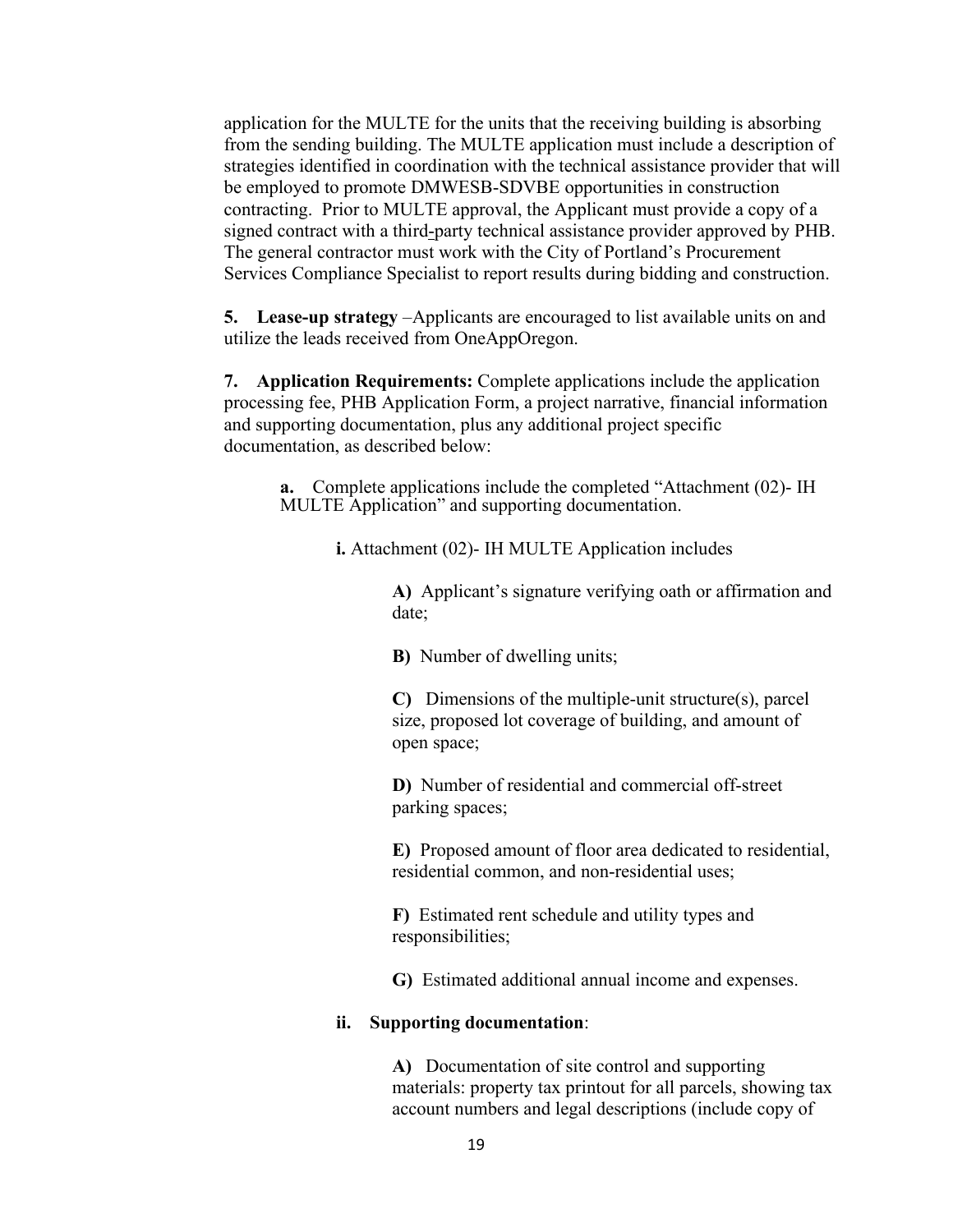application for the MULTE for the units that the receiving building is absorbing from the sending building. The MULTE application must include a description of strategies identified in coordination with the technical assistance provider that will be employed to promote DMWESB-SDVBE opportunities in construction contracting. Prior to MULTE approval, the Applicant must provide a copy of a signed contract with a third-party technical assistance provider approved by PHB. The general contractor must work with the City of Portland's Procurement Services Compliance Specialist to report results during bidding and construction.

**5. Lease-up strategy** –Applicants are encouraged to list available units on and utilize the leads received from OneAppOregon.

**7. Application Requirements:** Complete applications include the application processing fee, PHB Application Form, a project narrative, financial information and supporting documentation, plus any additional project specific documentation, as described below:

**a.** Complete applications include the completed "Attachment (02)- IH MULTE Application" and supporting documentation.

**i.** Attachment (02)- IH MULTE Application includes

**A)** Applicant's signature verifying oath or affirmation and date;

**B)** Number of dwelling units;

**C)** Dimensions of the multiple-unit structure(s), parcel size, proposed lot coverage of building, and amount of open space;

**D)** Number of residential and commercial off-street parking spaces;

**E)** Proposed amount of floor area dedicated to residential, residential common, and non-residential uses;

**F)** Estimated rent schedule and utility types and responsibilities;

**G)** Estimated additional annual income and expenses.

**ii. Supporting documentation**:

**A)** Documentation of site control and supporting materials: property tax printout for all parcels, showing tax account numbers and legal descriptions (include copy of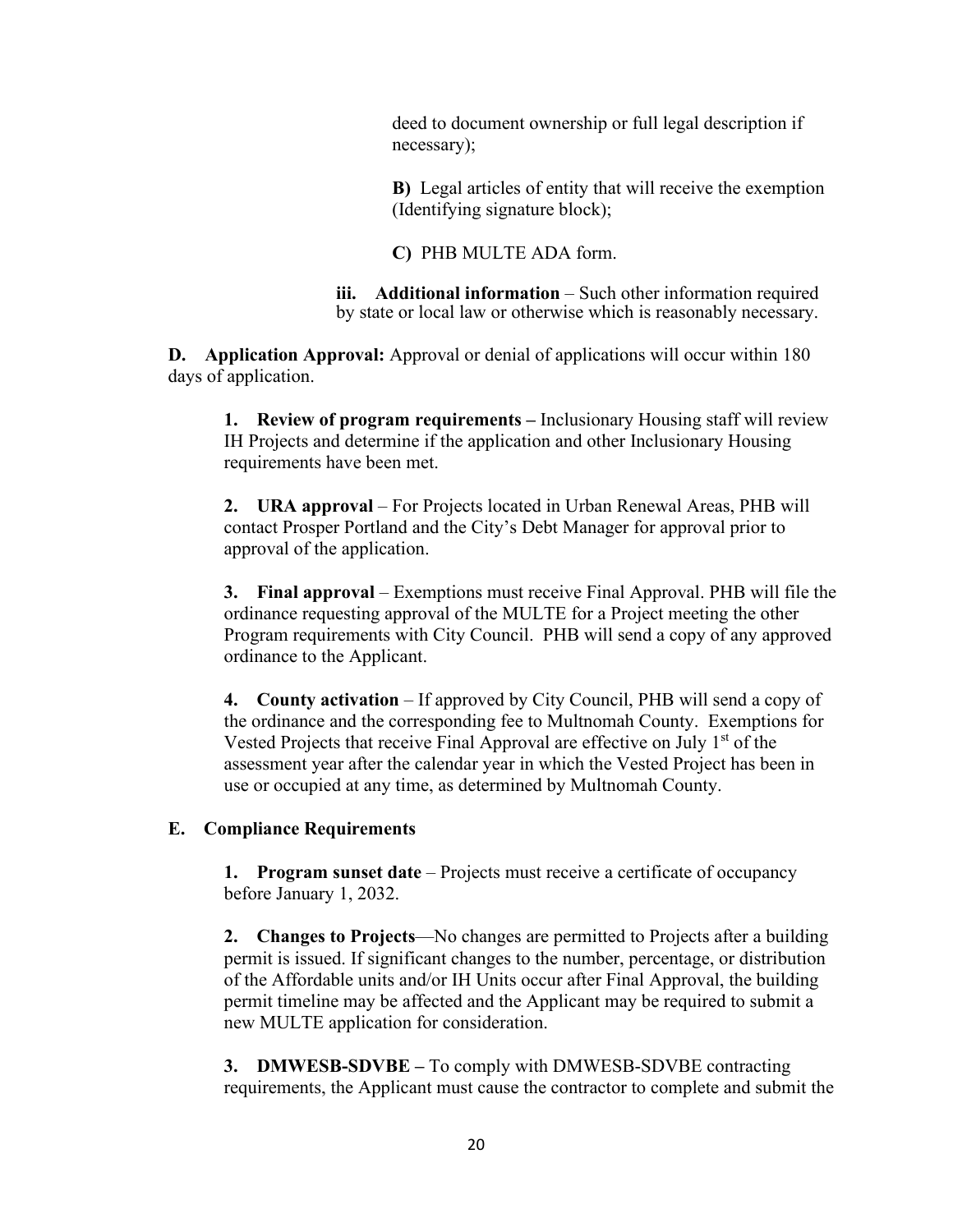deed to document ownership or full legal description if necessary);

**B)** Legal articles of entity that will receive the exemption (Identifying signature block);

**C)** PHB MULTE ADA form.

**iii. Additional information** – Such other information required by state or local law or otherwise which is reasonably necessary.

**D. Application Approval:** Approval or denial of applications will occur within 180 days of application.

**1. Review of program requirements –** Inclusionary Housing staff will review IH Projects and determine if the application and other Inclusionary Housing requirements have been met.

**2. URA approval** – For Projects located in Urban Renewal Areas, PHB will contact Prosper Portland and the City's Debt Manager for approval prior to approval of the application.

**3. Final approval** – Exemptions must receive Final Approval. PHB will file the ordinance requesting approval of the MULTE for a Project meeting the other Program requirements with City Council. PHB will send a copy of any approved ordinance to the Applicant.

**4. County activation** – If approved by City Council, PHB will send a copy of the ordinance and the corresponding fee to Multnomah County. Exemptions for Vested Projects that receive Final Approval are effective on July 1st of the assessment year after the calendar year in which the Vested Project has been in use or occupied at any time, as determined by Multnomah County.

**E. Compliance Requirements**

**1. Program sunset date** – Projects must receive a certificate of occupancy before January 1, 2032.

**2. Changes to Projects**—No changes are permitted to Projects after a building permit is issued. If significant changes to the number, percentage, or distribution of the Affordable units and/or IH Units occur after Final Approval, the building permit timeline may be affected and the Applicant may be required to submit a new MULTE application for consideration.

**3. DMWESB-SDVBE –** To comply with DMWESB-SDVBE contracting requirements, the Applicant must cause the contractor to complete and submit the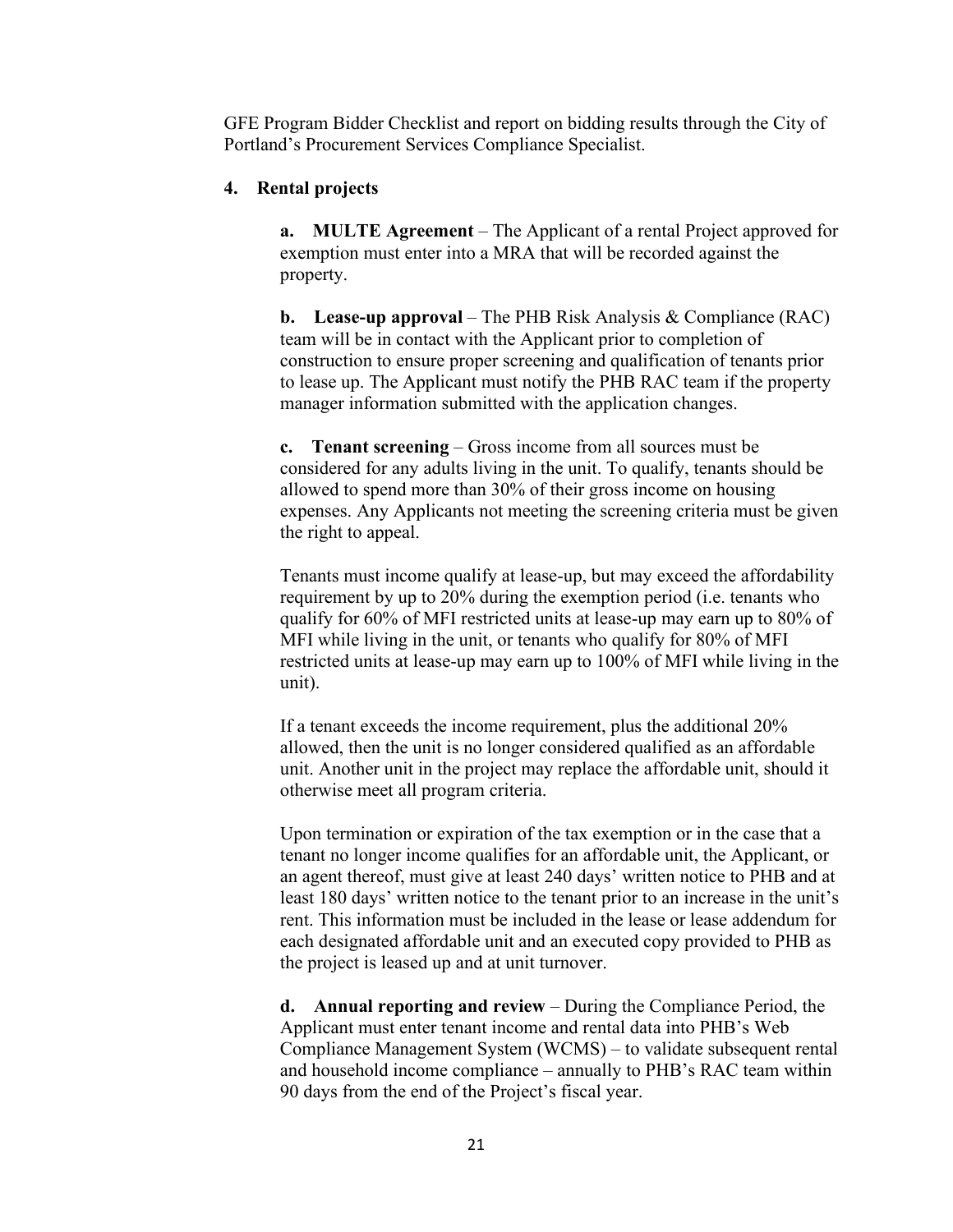GFE Program Bidder Checklist and report on bidding results through the City of Portland's Procurement Services Compliance Specialist.

**4. Rental projects**

**a. MULTE Agreement** – The Applicant of a rental Project approved for exemption must enter into a MRA that will be recorded against the property.

**b. Lease-up approval** – The PHB Risk Analysis & Compliance (RAC) team will be in contact with the Applicant prior to completion of construction to ensure proper screening and qualification of tenants prior to lease up. The Applicant must notify the PHB RAC team if the property manager information submitted with the application changes.

**c. Tenant screening** – Gross income from all sources must be considered for any adults living in the unit. To qualify, tenants should be allowed to spend more than 30% of their gross income on housing expenses. Any Applicants not meeting the screening criteria must be given the right to appeal.

Tenants must income qualify at lease-up, but may exceed the affordability requirement by up to 20% during the exemption period (i.e. tenants who qualify for 60% of MFI restricted units at lease-up may earn up to 80% of MFI while living in the unit, or tenants who qualify for 80% of MFI restricted units at lease-up may earn up to 100% of MFI while living in the unit).

If a tenant exceeds the income requirement, plus the additional 20% allowed, then the unit is no longer considered qualified as an affordable unit. Another unit in the project may replace the affordable unit, should it otherwise meet all program criteria.

Upon termination or expiration of the tax exemption or in the case that a tenant no longer income qualifies for an affordable unit, the Applicant, or an agent thereof, must give at least 240 days' written notice to PHB and at least 180 days' written notice to the tenant prior to an increase in the unit's rent. This information must be included in the lease or lease addendum for each designated affordable unit and an executed copy provided to PHB as the project is leased up and at unit turnover.

**d. Annual reporting and review** – During the Compliance Period, the Applicant must enter tenant income and rental data into PHB's Web Compliance Management System (WCMS) – to validate subsequent rental and household income compliance – annually to PHB's RAC team within 90 days from the end of the Project's fiscal year.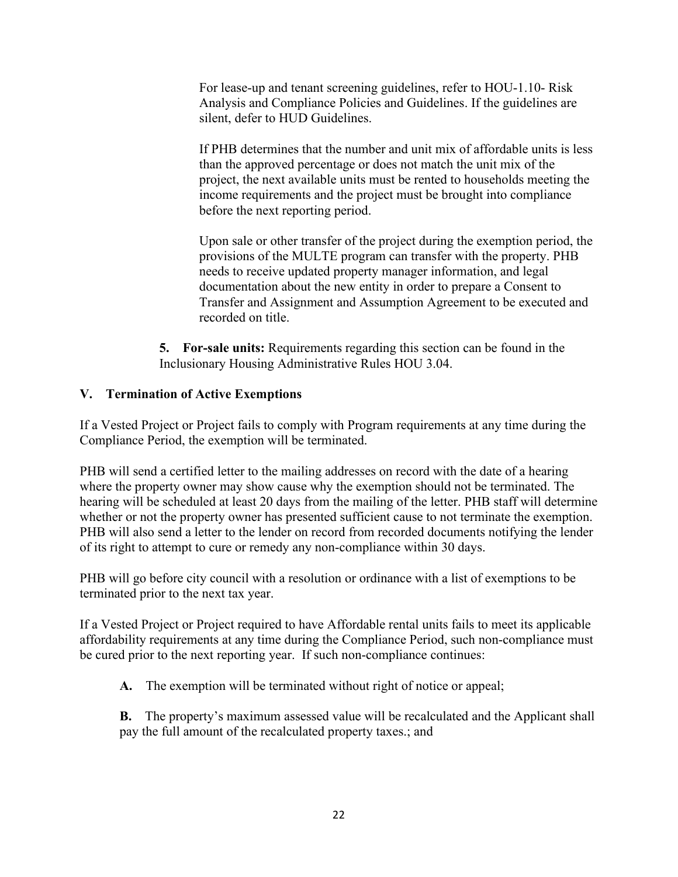For lease-up and tenant screening guidelines, refer to HOU-1.10- Risk Analysis and Compliance Policies and Guidelines. If the guidelines are silent, defer to HUD Guidelines.

If PHB determines that the number and unit mix of affordable units is less than the approved percentage or does not match the unit mix of the project, the next available units must be rented to households meeting the income requirements and the project must be brought into compliance before the next reporting period.

Upon sale or other transfer of the project during the exemption period, the provisions of the MULTE program can transfer with the property. PHB needs to receive updated property manager information, and legal documentation about the new entity in order to prepare a Consent to Transfer and Assignment and Assumption Agreement to be executed and recorded on title.

**5. For-sale units:** Requirements regarding this section can be found in the Inclusionary Housing Administrative Rules HOU 3.04.

## V. Termination of Active Exemptions

If a Vested Project or Project fails to comply with Program requirements at any time during the Compliance Period, the exemption will be terminated.

PHB will send a certified letter to the mailing addresses on record with the date of a hearing where the property owner may show cause why the exemption should not be terminated. The hearing will be scheduled at least 20 days from the mailing of the letter. PHB staff will determine whether or not the property owner has presented sufficient cause to not terminate the exemption. PHB will also send a letter to the lender on record from recorded documents notifying the lender of its right to attempt to cure or remedy any non-compliance within 30 days.

PHB will go before city council with a resolution or ordinance with a list of exemptions to be terminated prior to the next tax year.

If a Vested Project or Project required to have Affordable rental units fails to meet its applicable affordability requirements at any time during the Compliance Period, such non-compliance must be cured prior to the next reporting year. If such non-compliance continues:

**A.** The exemption will be terminated without right of notice or appeal;

**B.** The property's maximum assessed value will be recalculated and the Applicant shall pay the full amount of the recalculated property taxes.; and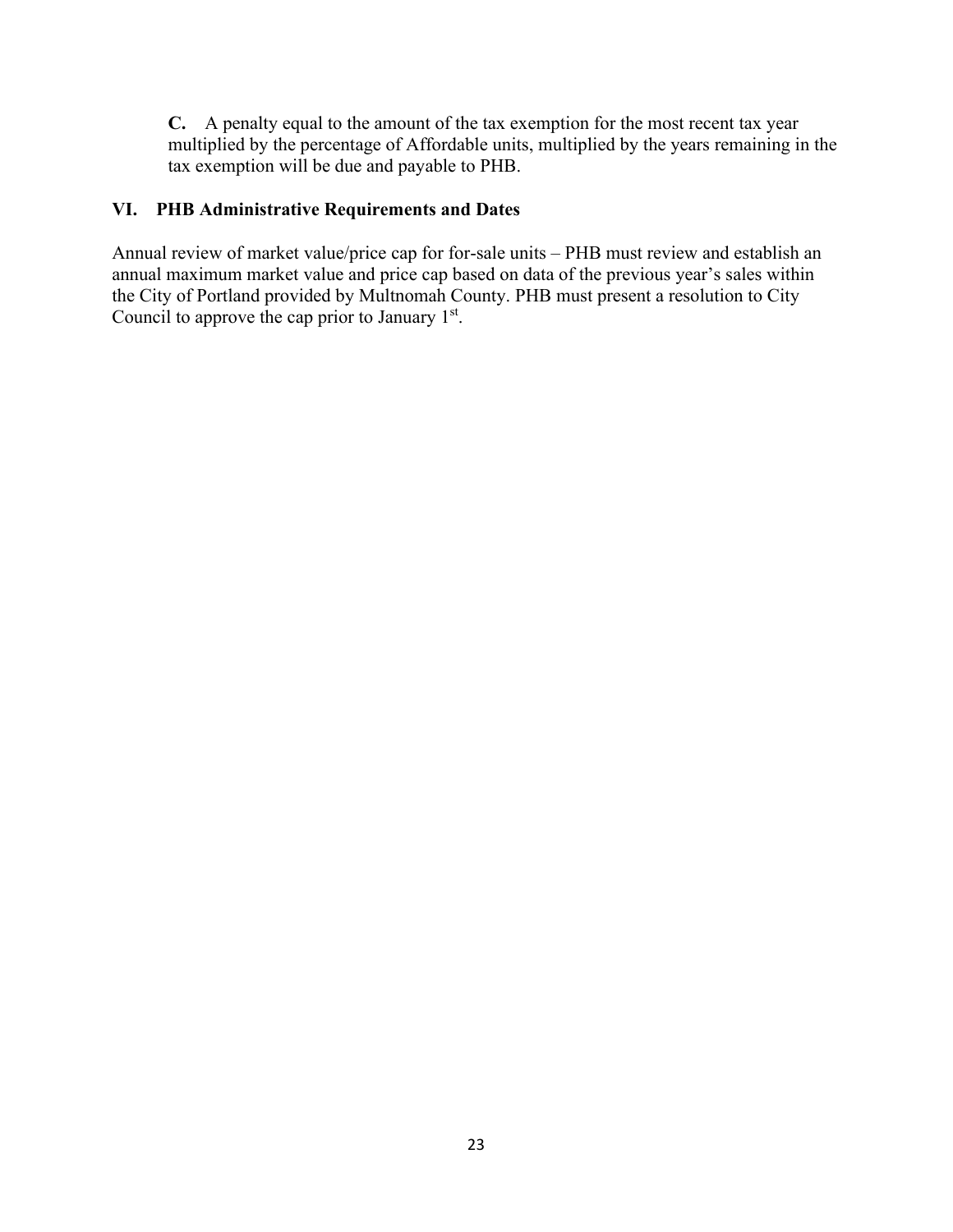**C.** A penalty equal to the amount of the tax exemption for the most recent tax year multiplied by the percentage of Affordable units, multiplied by the years remaining in the tax exemption will be due and payable to PHB.

## VI. PHB Administrative Requirements and Dates

Annual review of market value/price cap for for-sale units – PHB must review and establish an annual maximum market value and price cap based on data of the previous year's sales within the City of Portland provided by Multnomah County. PHB must present a resolution to City Council to approve the cap prior to January 1st.